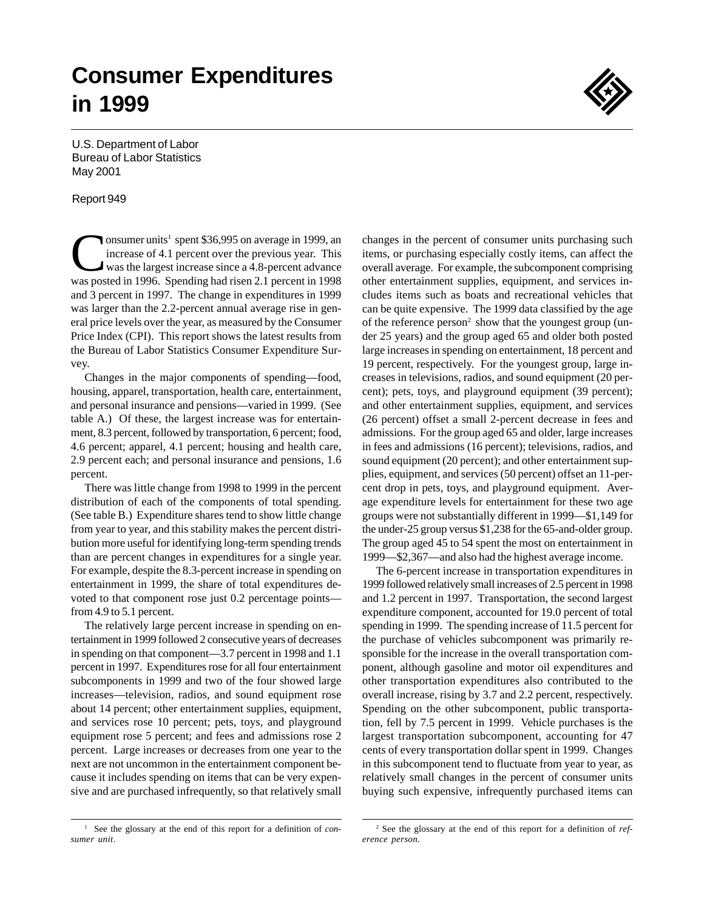# Consumer Expenditures in 1999

U.S. Department of Labor
Bureau of Labor Statistics
May 2001

Report 949

Consumer units[1] spent $36,995 on average in 1999, an increase of 4.1 percent over the previous year. This was the largest increase since a 4.8-percent advance was posted in 1996. Spending had risen 2.1 percent in 1998 and 3 percent in 1997. The change in expenditures in 1999 was larger than the 2.2-percent annual average rise in general price levels over the year, as measured by the Consumer Price Index (CPI). This report shows the latest results from the Bureau of Labor Statistics Consumer Expenditure Survey.

Changes in the major components of spending—food, housing, apparel, transportation, health care, entertainment, and personal insurance and pensions—varied in 1999. (See table A.) Of these, the largest increase was for entertainment, 8.3 percent, followed by transportation, 6 percent; food, 4.6 percent; apparel, 4.1 percent; housing and health care, 2.9 percent each; and personal insurance and pensions, 1.6 percent.

There was little change from 1998 to 1999 in the percent distribution of each of the components of total spending. (See table B.) Expenditure shares tend to show little change from year to year, and this stability makes the percent distribution more useful for identifying long-term spending trends than are percent changes in expenditures for a single year. For example, despite the 8.3-percent increase in spending on entertainment in 1999, the share of total expenditures devoted to that component rose just 0.2 percentage points—from 4.9 to 5.1 percent.

The relatively large percent increase in spending on entertainment in 1999 followed 2 consecutive years of decreases in spending on that component—3.7 percent in 1998 and 1.1 percent in 1997. Expenditures rose for all four entertainment subcomponents in 1999 and two of the four showed large increases—television, radios, and sound equipment rose about 14 percent; other entertainment supplies, equipment, and services rose 10 percent; pets, toys, and playground equipment rose 5 percent; and fees and admissions rose 2 percent. Large increases or decreases from one year to the next are not uncommon in the entertainment component because it includes spending on items that can be very expensive and are purchased infrequently, so that relatively small changes in the percent of consumer units purchasing such items, or purchasing especially costly items, can affect the overall average. For example, the subcomponent comprising other entertainment supplies, equipment, and services includes items such as boats and recreational vehicles that can be quite expensive. The 1999 data classified by the age of the reference person[2] show that the youngest group (under 25 years) and the group aged 65 and older both posted large increases in spending on entertainment, 18 percent and 19 percent, respectively. For the youngest group, large increases in televisions, radios, and sound equipment (20 percent); pets, toys, and playground equipment (39 percent); and other entertainment supplies, equipment, and services (26 percent) offset a small 2-percent decrease in fees and admissions. For the group aged 65 and older, large increases in fees and admissions (16 percent); televisions, radios, and sound equipment (20 percent); and other entertainment supplies, equipment, and services (50 percent) offset an 11-percent drop in pets, toys, and playground equipment. Average expenditure levels for entertainment for these two age groups were not substantially different in 1999—$1,149 for the under-25 group versus $1,238 for the 65-and-older group. The group aged 45 to 54 spent the most on entertainment in 1999—$2,367—and also had the highest average income.

The 6-percent increase in transportation expenditures in 1999 followed relatively small increases of 2.5 percent in 1998 and 1.2 percent in 1997. Transportation, the second largest expenditure component, accounted for 19.0 percent of total spending in 1999. The spending increase of 11.5 percent for the purchase of vehicles subcomponent was primarily responsible for the increase in the overall transportation component, although gasoline and motor oil expenditures and other transportation expenditures also contributed to the overall increase, rising by 3.7 and 2.2 percent, respectively. Spending on the other subcomponent, public transportation, fell by 7.5 percent in 1999. Vehicle purchases is the largest transportation subcomponent, accounting for 47 cents of every transportation dollar spent in 1999. Changes in this subcomponent tend to fluctuate from year to year, as relatively small changes in the percent of consumer units buying such expensive, infrequently purchased items can

[1] See the glossary at the end of this report for a definition of *consumer unit*.

[2] See the glossary at the end of this report for a definition of *reference person*.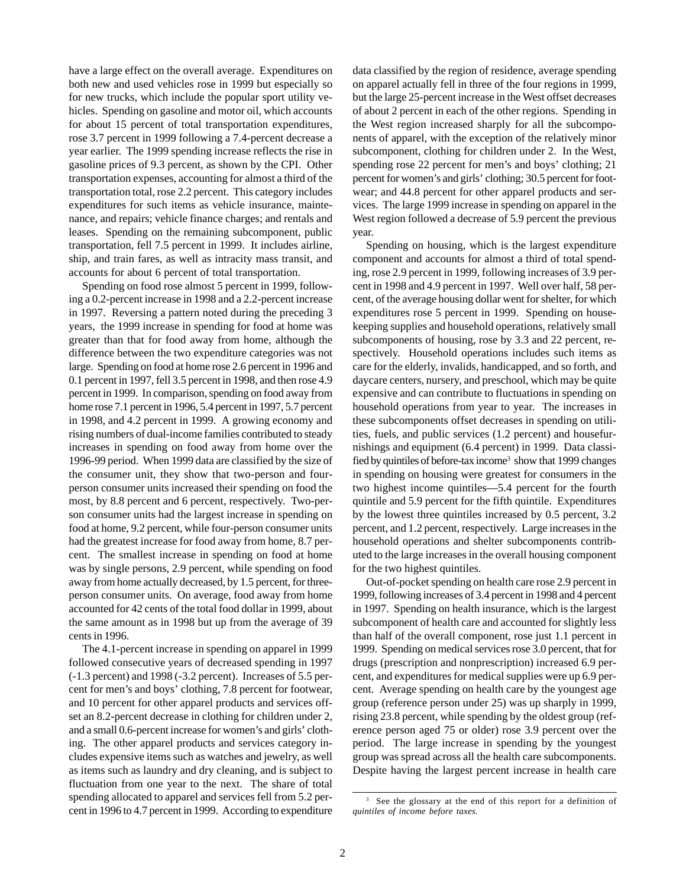have a large effect on the overall average. Expenditures on both new and used vehicles rose in 1999 but especially so for new trucks, which include the popular sport utility vehicles. Spending on gasoline and motor oil, which accounts for about 15 percent of total transportation expenditures, rose 3.7 percent in 1999 following a 7.4-percent decrease a year earlier. The 1999 spending increase reflects the rise in gasoline prices of 9.3 percent, as shown by the CPI. Other transportation expenses, accounting for almost a third of the transportation total, rose 2.2 percent. This category includes expenditures for such items as vehicle insurance, maintenance, and repairs; vehicle finance charges; and rentals and leases. Spending on the remaining subcomponent, public transportation, fell 7.5 percent in 1999. It includes airline, ship, and train fares, as well as intracity mass transit, and accounts for about 6 percent of total transportation.

Spending on food rose almost 5 percent in 1999, following a 0.2-percent increase in 1998 and a 2.2-percent increase in 1997. Reversing a pattern noted during the preceding 3 years, the 1999 increase in spending for food at home was greater than that for food away from home, although the difference between the two expenditure categories was not large. Spending on food at home rose 2.6 percent in 1996 and 0.1 percent in 1997, fell 3.5 percent in 1998, and then rose 4.9 percent in 1999. In comparison, spending on food away from home rose 7.1 percent in 1996, 5.4 percent in 1997, 5.7 percent in 1998, and 4.2 percent in 1999. A growing economy and rising numbers of dual-income families contributed to steady increases in spending on food away from home over the 1996-99 period. When 1999 data are classified by the size of the consumer unit, they show that two-person and four-person consumer units increased their spending on food the most, by 8.8 percent and 6 percent, respectively. Two-person consumer units had the largest increase in spending on food at home, 9.2 percent, while four-person consumer units had the greatest increase for food away from home, 8.7 percent. The smallest increase in spending on food at home was by single persons, 2.9 percent, while spending on food away from home actually decreased, by 1.5 percent, for three-person consumer units. On average, food away from home accounted for 42 cents of the total food dollar in 1999, about the same amount as in 1998 but up from the average of 39 cents in 1996.

The 4.1-percent increase in spending on apparel in 1999 followed consecutive years of decreased spending in 1997 (-1.3 percent) and 1998 (-3.2 percent). Increases of 5.5 percent for men's and boys' clothing, 7.8 percent for footwear, and 10 percent for other apparel products and services offset an 8.2-percent decrease in clothing for children under 2, and a small 0.6-percent increase for women's and girls' clothing. The other apparel products and services category includes expensive items such as watches and jewelry, as well as items such as laundry and dry cleaning, and is subject to fluctuation from one year to the next. The share of total spending allocated to apparel and services fell from 5.2 percent in 1996 to 4.7 percent in 1999. According to expenditure data classified by the region of residence, average spending on apparel actually fell in three of the four regions in 1999, but the large 25-percent increase in the West offset decreases of about 2 percent in each of the other regions. Spending in the West region increased sharply for all the subcomponents of apparel, with the exception of the relatively minor subcomponent, clothing for children under 2. In the West, spending rose 22 percent for men's and boys' clothing; 21 percent for women's and girls' clothing; 30.5 percent for footwear; and 44.8 percent for other apparel products and services. The large 1999 increase in spending on apparel in the West region followed a decrease of 5.9 percent the previous year.

Spending on housing, which is the largest expenditure component and accounts for almost a third of total spending, rose 2.9 percent in 1999, following increases of 3.9 percent in 1998 and 4.9 percent in 1997. Well over half, 58 percent, of the average housing dollar went for shelter, for which expenditures rose 5 percent in 1999. Spending on housekeeping supplies and household operations, relatively small subcomponents of housing, rose by 3.3 and 22 percent, respectively. Household operations includes such items as care for the elderly, invalids, handicapped, and so forth, and daycare centers, nursery, and preschool, which may be quite expensive and can contribute to fluctuations in spending on household operations from year to year. The increases in these subcomponents offset decreases in spending on utilities, fuels, and public services (1.2 percent) and housefurnishings and equipment (6.4 percent) in 1999. Data classified by quintiles of before-tax income[3] show that 1999 changes in spending on housing were greatest for consumers in the two highest income quintiles—5.4 percent for the fourth quintile and 5.9 percent for the fifth quintile. Expenditures by the lowest three quintiles increased by 0.5 percent, 3.2 percent, and 1.2 percent, respectively. Large increases in the household operations and shelter subcomponents contributed to the large increases in the overall housing component for the two highest quintiles.

Out-of-pocket spending on health care rose 2.9 percent in 1999, following increases of 3.4 percent in 1998 and 4 percent in 1997. Spending on health insurance, which is the largest subcomponent of health care and accounted for slightly less than half of the overall component, rose just 1.1 percent in 1999. Spending on medical services rose 3.0 percent, that for drugs (prescription and nonprescription) increased 6.9 percent, and expenditures for medical supplies were up 6.9 percent. Average spending on health care by the youngest age group (reference person under 25) was up sharply in 1999, rising 23.8 percent, while spending by the oldest group (reference person aged 75 or older) rose 3.9 percent over the period. The large increase in spending by the youngest group was spread across all the health care subcomponents. Despite having the largest percent increase in health care

[3] See the glossary at the end of this report for a definition of *quintiles of income before taxes.*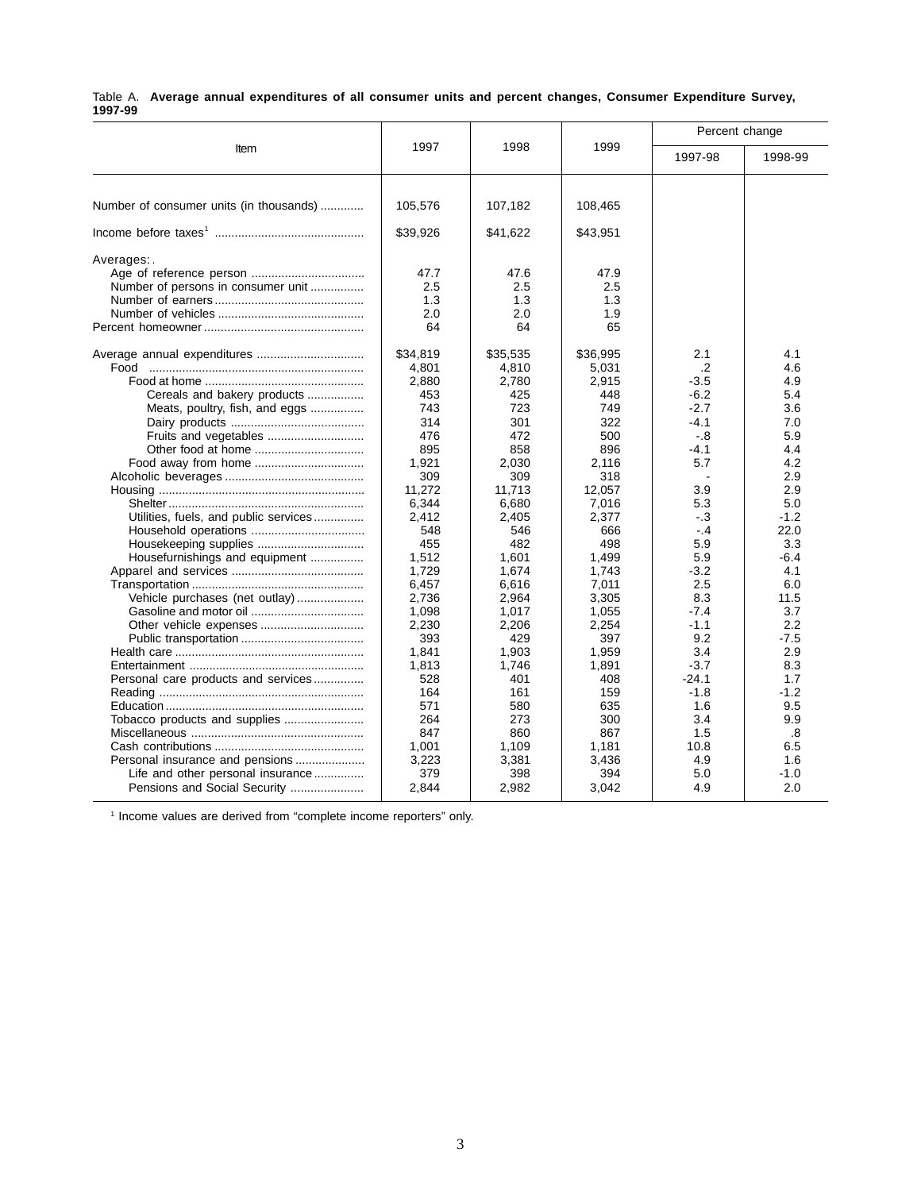Table A. **Average annual expenditures of all consumer units and percent changes, Consumer Expenditure Survey, 1997-99**

| Item | 1997 | 1998 | 1999 | Percent change | |
|---|---|---|---|---|---|
| | | | | 1997-98 | 1998-99 |
| Number of consumer units (in thousands) | 105,576 | 107,182 | 108,465 | | |
| Income before taxes[1] | $39,926 | $41,622 | $43,951 | | |
| Averages: | | | | | |
| Age of reference person | 47.7 | 47.6 | 47.9 | | |
| Number of persons in consumer unit | 2.5 | 2.5 | 2.5 | | |
| Number of earners | 1.3 | 1.3 | 1.3 | | |
| Number of vehicles | 2.0 | 2.0 | 1.9 | | |
| Percent homeowner | 64 | 64 | 65 | | |
| Average annual expenditures | $34,819 | $35,535 | $36,995 | 2.1 | 4.1 |
| Food | 4,801 | 4,810 | 5,031 | .2 | 4.6 |
| Food at home | 2,880 | 2,780 | 2,915 | -3.5 | 4.9 |
| Cereals and bakery products | 453 | 425 | 448 | -6.2 | 5.4 |
| Meats, poultry, fish, and eggs | 743 | 723 | 749 | -2.7 | 3.6 |
| Dairy products | 314 | 301 | 322 | -4.1 | 7.0 |
| Fruits and vegetables | 476 | 472 | 500 | -.8 | 5.9 |
| Other food at home | 895 | 858 | 896 | -4.1 | 4.4 |
| Food away from home | 1,921 | 2,030 | 2,116 | 5.7 | 4.2 |
| Alcoholic beverages | 309 | 309 | 318 | - | 2.9 |
| Housing | 11,272 | 11,713 | 12,057 | 3.9 | 2.9 |
| Shelter | 6,344 | 6,680 | 7,016 | 5.3 | 5.0 |
| Utilities, fuels, and public services | 2,412 | 2,405 | 2,377 | -.3 | -1.2 |
| Household operations | 548 | 546 | 666 | -.4 | 22.0 |
| Housekeeping supplies | 455 | 482 | 498 | 5.9 | 3.3 |
| Housefurnishings and equipment | 1,512 | 1,601 | 1,499 | 5.9 | -6.4 |
| Apparel and services | 1,729 | 1,674 | 1,743 | -3.2 | 4.1 |
| Transportation | 6,457 | 6,616 | 7,011 | 2.5 | 6.0 |
| Vehicle purchases (net outlay) | 2,736 | 2,964 | 3,305 | 8.3 | 11.5 |
| Gasoline and motor oil | 1,098 | 1,017 | 1,055 | -7.4 | 3.7 |
| Other vehicle expenses | 2,230 | 2,206 | 2,254 | -1.1 | 2.2 |
| Public transportation | 393 | 429 | 397 | 9.2 | -7.5 |
| Health care | 1,841 | 1,903 | 1,959 | 3.4 | 2.9 |
| Entertainment | 1,813 | 1,746 | 1,891 | -3.7 | 8.3 |
| Personal care products and services | 528 | 401 | 408 | -24.1 | 1.7 |
| Reading | 164 | 161 | 159 | -1.8 | -1.2 |
| Education | 571 | 580 | 635 | 1.6 | 9.5 |
| Tobacco products and supplies | 264 | 273 | 300 | 3.4 | 9.9 |
| Miscellaneous | 847 | 860 | 867 | 1.5 | .8 |
| Cash contributions | 1,001 | 1,109 | 1,181 | 10.8 | 6.5 |
| Personal insurance and pensions | 3,223 | 3,381 | 3,436 | 4.9 | 1.6 |
| Life and other personal insurance | 379 | 398 | 394 | 5.0 | -1.0 |
| Pensions and Social Security | 2,844 | 2,982 | 3,042 | 4.9 | 2.0 |

[1] Income values are derived from "complete income reporters" only.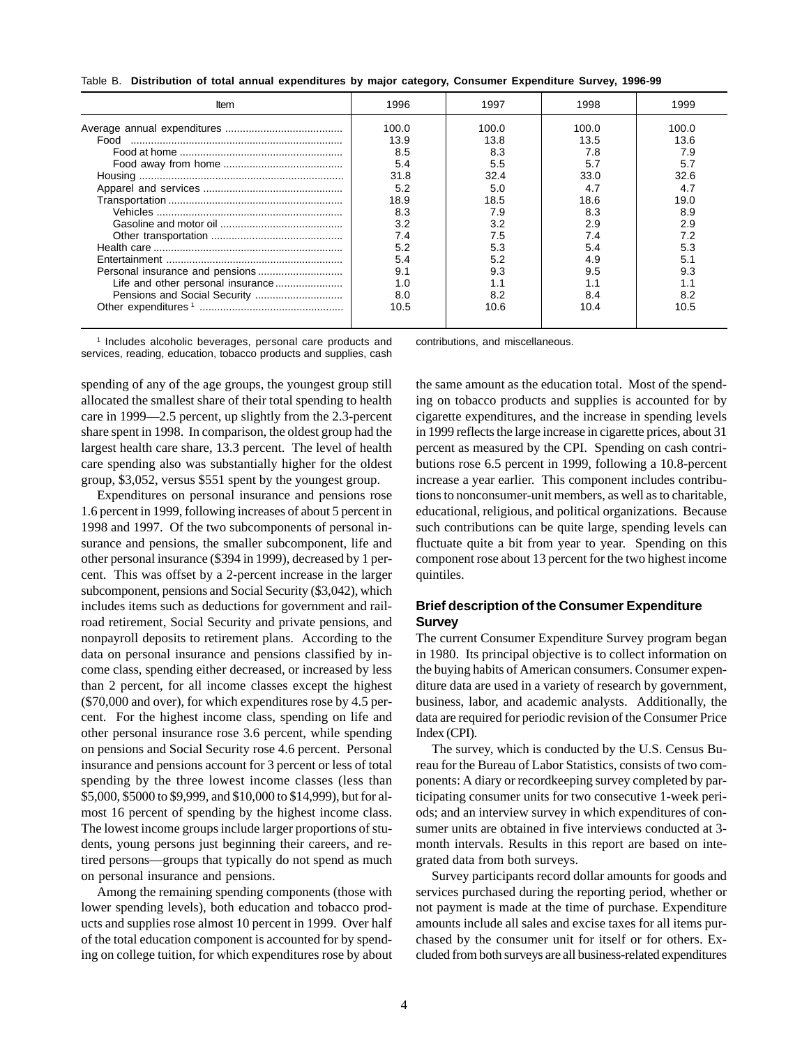Table B. **Distribution of total annual expenditures by major category, Consumer Expenditure Survey, 1996-99**

| Item | 1996 | 1997 | 1998 | 1999 |
|---|---|---|---|---|
| Average annual expenditures | 100.0 | 100.0 | 100.0 | 100.0 |
| Food | 13.9 | 13.8 | 13.5 | 13.6 |
| Food at home | 8.5 | 8.3 | 7.8 | 7.9 |
| Food away from home | 5.4 | 5.5 | 5.7 | 5.7 |
| Housing | 31.8 | 32.4 | 33.0 | 32.6 |
| Apparel and services | 5.2 | 5.0 | 4.7 | 4.7 |
| Transportation | 18.9 | 18.5 | 18.6 | 19.0 |
| Vehicles | 8.3 | 7.9 | 8.3 | 8.9 |
| Gasoline and motor oil | 3.2 | 3.2 | 2.9 | 2.9 |
| Other transportation | 7.4 | 7.5 | 7.4 | 7.2 |
| Health care | 5.2 | 5.3 | 5.4 | 5.3 |
| Entertainment | 5.4 | 5.2 | 4.9 | 5.1 |
| Personal insurance and pensions | 9.1 | 9.3 | 9.5 | 9.3 |
| Life and other personal insurance | 1.0 | 1.1 | 1.1 | 1.1 |
| Pensions and Social Security | 8.0 | 8.2 | 8.4 | 8.2 |
| Other expenditures [1] | 10.5 | 10.6 | 10.4 | 10.5 |

[1] Includes alcoholic beverages, personal care products and services, reading, education, tobacco products and supplies, cash contributions, and miscellaneous.

spending of any of the age groups, the youngest group still allocated the smallest share of their total spending to health care in 1999—2.5 percent, up slightly from the 2.3-percent share spent in 1998. In comparison, the oldest group had the largest health care share, 13.3 percent. The level of health care spending also was substantially higher for the oldest group, $3,052, versus $551 spent by the youngest group.

Expenditures on personal insurance and pensions rose 1.6 percent in 1999, following increases of about 5 percent in 1998 and 1997. Of the two subcomponents of personal insurance and pensions, the smaller subcomponent, life and other personal insurance ($394 in 1999), decreased by 1 percent. This was offset by a 2-percent increase in the larger subcomponent, pensions and Social Security ($3,042), which includes items such as deductions for government and railroad retirement, Social Security and private pensions, and nonpayroll deposits to retirement plans. According to the data on personal insurance and pensions classified by income class, spending either decreased, or increased by less than 2 percent, for all income classes except the highest ($70,000 and over), for which expenditures rose by 4.5 percent. For the highest income class, spending on life and other personal insurance rose 3.6 percent, while spending on pensions and Social Security rose 4.6 percent. Personal insurance and pensions account for 3 percent or less of total spending by the three lowest income classes (less than $5,000, $5000 to $9,999, and $10,000 to $14,999), but for almost 16 percent of spending by the highest income class. The lowest income groups include larger proportions of students, young persons just beginning their careers, and retired persons—groups that typically do not spend as much on personal insurance and pensions.

Among the remaining spending components (those with lower spending levels), both education and tobacco products and supplies rose almost 10 percent in 1999. Over half of the total education component is accounted for by spending on college tuition, for which expenditures rose by about the same amount as the education total. Most of the spending on tobacco products and supplies is accounted for by cigarette expenditures, and the increase in spending levels in 1999 reflects the large increase in cigarette prices, about 31 percent as measured by the CPI. Spending on cash contributions rose 6.5 percent in 1999, following a 10.8-percent increase a year earlier. This component includes contributions to nonconsumer-unit members, as well as to charitable, educational, religious, and political organizations. Because such contributions can be quite large, spending levels can fluctuate quite a bit from year to year. Spending on this component rose about 13 percent for the two highest income quintiles.

### Brief description of the Consumer Expenditure Survey

The current Consumer Expenditure Survey program began in 1980. Its principal objective is to collect information on the buying habits of American consumers. Consumer expenditure data are used in a variety of research by government, business, labor, and academic analysts. Additionally, the data are required for periodic revision of the Consumer Price Index (CPI).

The survey, which is conducted by the U.S. Census Bureau for the Bureau of Labor Statistics, consists of two components: A diary or recordkeeping survey completed by participating consumer units for two consecutive 1-week periods; and an interview survey in which expenditures of consumer units are obtained in five interviews conducted at 3-month intervals. Results in this report are based on integrated data from both surveys.

Survey participants record dollar amounts for goods and services purchased during the reporting period, whether or not payment is made at the time of purchase. Expenditure amounts include all sales and excise taxes for all items purchased by the consumer unit for itself or for others. Excluded from both surveys are all business-related expenditures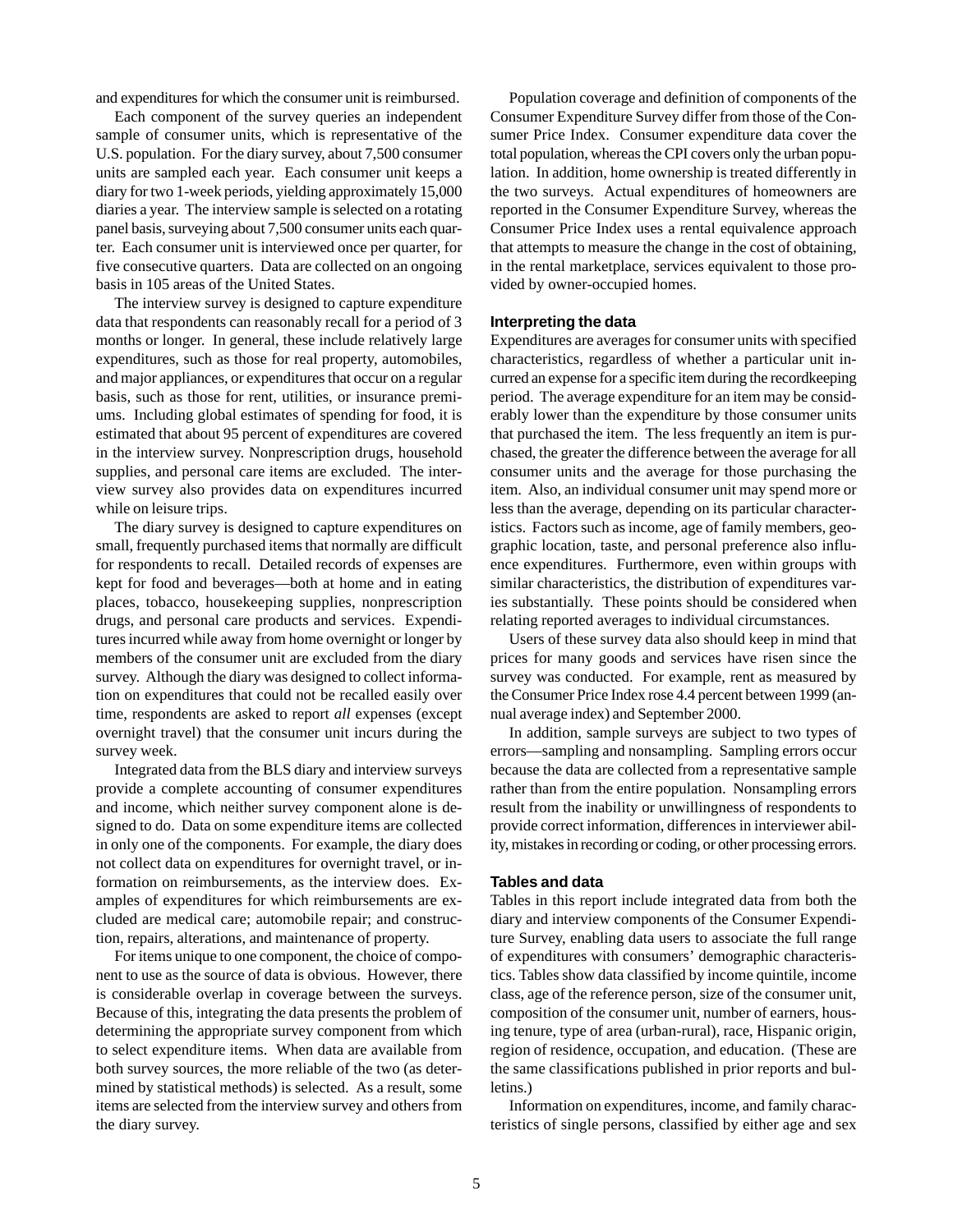and expenditures for which the consumer unit is reimbursed.

Each component of the survey queries an independent sample of consumer units, which is representative of the U.S. population. For the diary survey, about 7,500 consumer units are sampled each year. Each consumer unit keeps a diary for two 1-week periods, yielding approximately 15,000 diaries a year. The interview sample is selected on a rotating panel basis, surveying about 7,500 consumer units each quarter. Each consumer unit is interviewed once per quarter, for five consecutive quarters. Data are collected on an ongoing basis in 105 areas of the United States.

The interview survey is designed to capture expenditure data that respondents can reasonably recall for a period of 3 months or longer. In general, these include relatively large expenditures, such as those for real property, automobiles, and major appliances, or expenditures that occur on a regular basis, such as those for rent, utilities, or insurance premiums. Including global estimates of spending for food, it is estimated that about 95 percent of expenditures are covered in the interview survey. Nonprescription drugs, household supplies, and personal care items are excluded. The interview survey also provides data on expenditures incurred while on leisure trips.

The diary survey is designed to capture expenditures on small, frequently purchased items that normally are difficult for respondents to recall. Detailed records of expenses are kept for food and beverages—both at home and in eating places, tobacco, housekeeping supplies, nonprescription drugs, and personal care products and services. Expenditures incurred while away from home overnight or longer by members of the consumer unit are excluded from the diary survey. Although the diary was designed to collect information on expenditures that could not be recalled easily over time, respondents are asked to report *all* expenses (except overnight travel) that the consumer unit incurs during the survey week.

Integrated data from the BLS diary and interview surveys provide a complete accounting of consumer expenditures and income, which neither survey component alone is designed to do. Data on some expenditure items are collected in only one of the components. For example, the diary does not collect data on expenditures for overnight travel, or information on reimbursements, as the interview does. Examples of expenditures for which reimbursements are excluded are medical care; automobile repair; and construction, repairs, alterations, and maintenance of property.

For items unique to one component, the choice of component to use as the source of data is obvious. However, there is considerable overlap in coverage between the surveys. Because of this, integrating the data presents the problem of determining the appropriate survey component from which to select expenditure items. When data are available from both survey sources, the more reliable of the two (as determined by statistical methods) is selected. As a result, some items are selected from the interview survey and others from the diary survey.

Population coverage and definition of components of the Consumer Expenditure Survey differ from those of the Consumer Price Index. Consumer expenditure data cover the total population, whereas the CPI covers only the urban population. In addition, home ownership is treated differently in the two surveys. Actual expenditures of homeowners are reported in the Consumer Expenditure Survey, whereas the Consumer Price Index uses a rental equivalence approach that attempts to measure the change in the cost of obtaining, in the rental marketplace, services equivalent to those provided by owner-occupied homes.

#### Interpreting the data

Expenditures are averages for consumer units with specified characteristics, regardless of whether a particular unit incurred an expense for a specific item during the recordkeeping period. The average expenditure for an item may be considerably lower than the expenditure by those consumer units that purchased the item. The less frequently an item is purchased, the greater the difference between the average for all consumer units and the average for those purchasing the item. Also, an individual consumer unit may spend more or less than the average, depending on its particular characteristics. Factors such as income, age of family members, geographic location, taste, and personal preference also influence expenditures. Furthermore, even within groups with similar characteristics, the distribution of expenditures varies substantially. These points should be considered when relating reported averages to individual circumstances.

Users of these survey data also should keep in mind that prices for many goods and services have risen since the survey was conducted. For example, rent as measured by the Consumer Price Index rose 4.4 percent between 1999 (annual average index) and September 2000.

In addition, sample surveys are subject to two types of errors—sampling and nonsampling. Sampling errors occur because the data are collected from a representative sample rather than from the entire population. Nonsampling errors result from the inability or unwillingness of respondents to provide correct information, differences in interviewer ability, mistakes in recording or coding, or other processing errors.

#### Tables and data

Tables in this report include integrated data from both the diary and interview components of the Consumer Expenditure Survey, enabling data users to associate the full range of expenditures with consumers' demographic characteristics. Tables show data classified by income quintile, income class, age of the reference person, size of the consumer unit, composition of the consumer unit, number of earners, housing tenure, type of area (urban-rural), race, Hispanic origin, region of residence, occupation, and education. (These are the same classifications published in prior reports and bulletins.)

Information on expenditures, income, and family characteristics of single persons, classified by either age and sex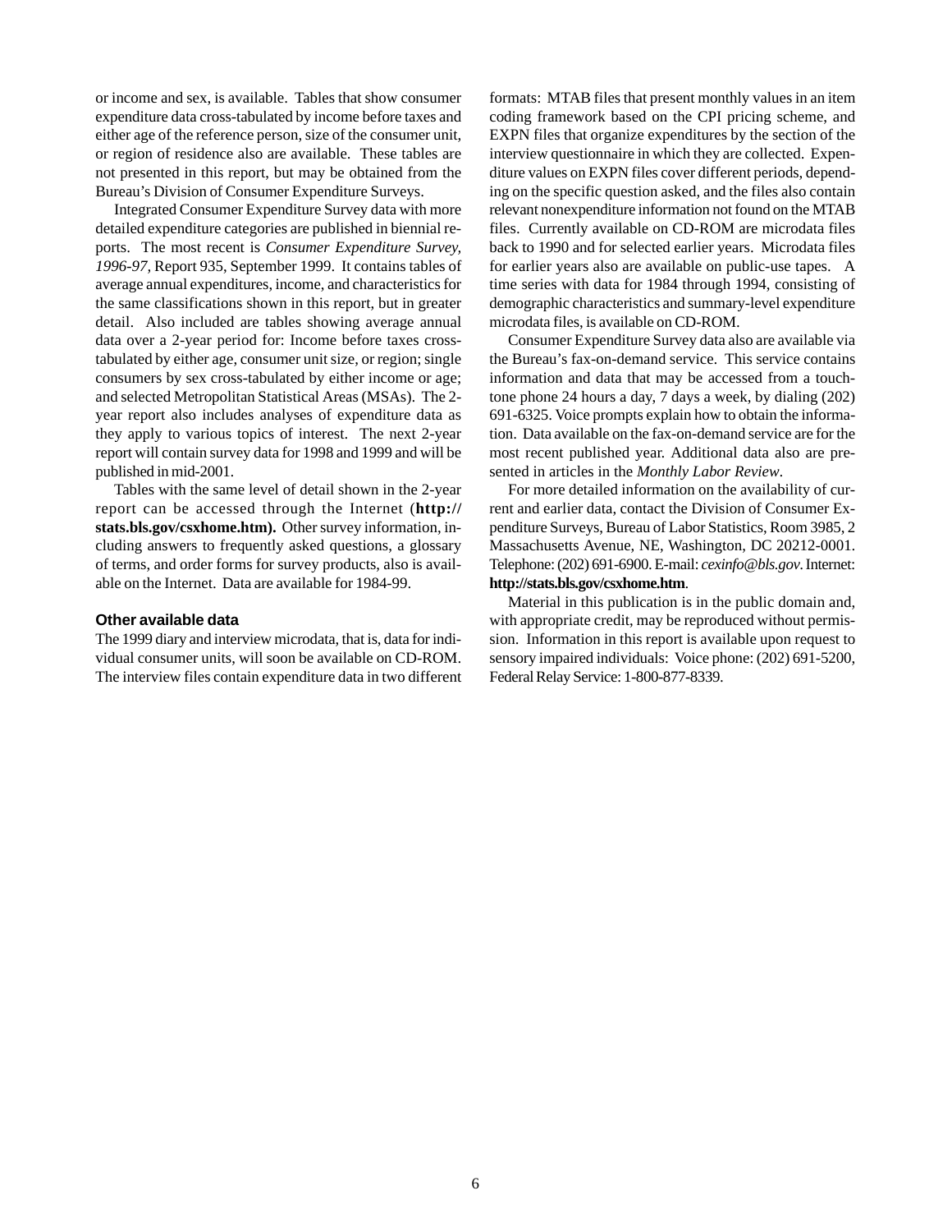or income and sex, is available. Tables that show consumer expenditure data cross-tabulated by income before taxes and either age of the reference person, size of the consumer unit, or region of residence also are available. These tables are not presented in this report, but may be obtained from the Bureau's Division of Consumer Expenditure Surveys.

Integrated Consumer Expenditure Survey data with more detailed expenditure categories are published in biennial reports. The most recent is *Consumer Expenditure Survey, 1996-97*, Report 935, September 1999. It contains tables of average annual expenditures, income, and characteristics for the same classifications shown in this report, but in greater detail. Also included are tables showing average annual data over a 2-year period for: Income before taxes cross-tabulated by either age, consumer unit size, or region; single consumers by sex cross-tabulated by either income or age; and selected Metropolitan Statistical Areas (MSAs). The 2-year report also includes analyses of expenditure data as they apply to various topics of interest. The next 2-year report will contain survey data for 1998 and 1999 and will be published in mid-2001.

Tables with the same level of detail shown in the 2-year report can be accessed through the Internet (**http://stats.bls.gov/csxhome.htm).** Other survey information, including answers to frequently asked questions, a glossary of terms, and order forms for survey products, also is available on the Internet. Data are available for 1984-99.

### Other available data

The 1999 diary and interview microdata, that is, data for individual consumer units, will soon be available on CD-ROM. The interview files contain expenditure data in two different formats: MTAB files that present monthly values in an item coding framework based on the CPI pricing scheme, and EXPN files that organize expenditures by the section of the interview questionnaire in which they are collected. Expenditure values on EXPN files cover different periods, depending on the specific question asked, and the files also contain relevant nonexpenditure information not found on the MTAB files. Currently available on CD-ROM are microdata files back to 1990 and for selected earlier years. Microdata files for earlier years also are available on public-use tapes. A time series with data for 1984 through 1994, consisting of demographic characteristics and summary-level expenditure microdata files, is available on CD-ROM.

Consumer Expenditure Survey data also are available via the Bureau's fax-on-demand service. This service contains information and data that may be accessed from a touch-tone phone 24 hours a day, 7 days a week, by dialing (202) 691-6325. Voice prompts explain how to obtain the information. Data available on the fax-on-demand service are for the most recent published year. Additional data also are presented in articles in the *Monthly Labor Review*.

For more detailed information on the availability of current and earlier data, contact the Division of Consumer Expenditure Surveys, Bureau of Labor Statistics, Room 3985, 2 Massachusetts Avenue, NE, Washington, DC 20212-0001. Telephone: (202) 691-6900. E-mail: *cexinfo@bls.gov*. Internet: **http://stats.bls.gov/csxhome.htm**.

Material in this publication is in the public domain and, with appropriate credit, may be reproduced without permission. Information in this report is available upon request to sensory impaired individuals: Voice phone: (202) 691-5200, Federal Relay Service: 1-800-877-8339.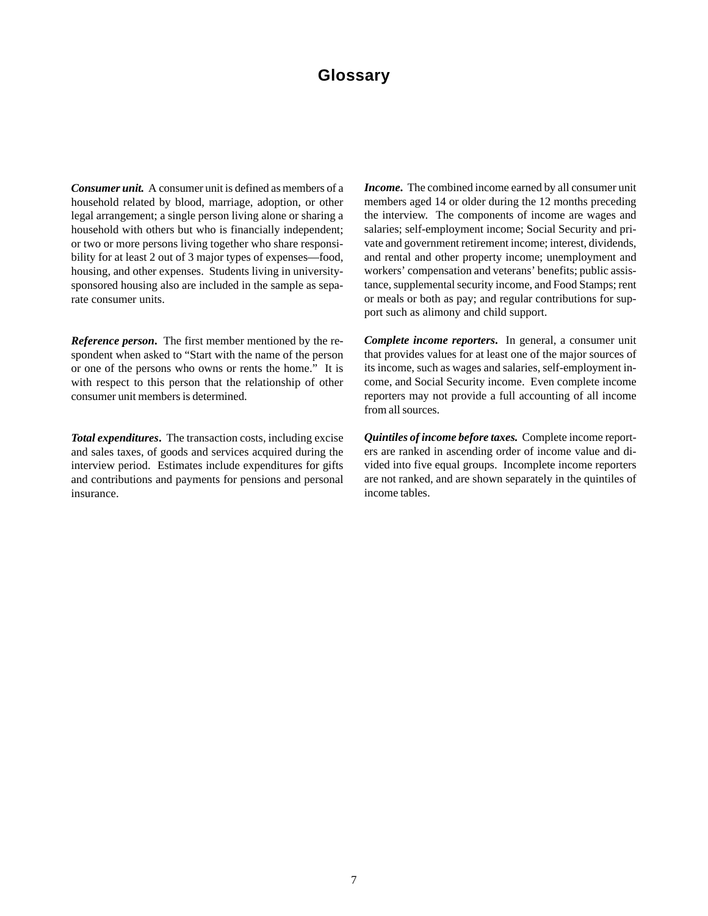# Glossary

***Consumer unit.*** A consumer unit is defined as members of a household related by blood, marriage, adoption, or other legal arrangement; a single person living alone or sharing a household with others but who is financially independent; or two or more persons living together who share responsibility for at least 2 out of 3 major types of expenses—food, housing, and other expenses. Students living in university-sponsored housing also are included in the sample as separate consumer units.

***Reference person*****.** The first member mentioned by the respondent when asked to "Start with the name of the person or one of the persons who owns or rents the home." It is with respect to this person that the relationship of other consumer unit members is determined.

***Total expenditures*****.** The transaction costs, including excise and sales taxes, of goods and services acquired during the interview period. Estimates include expenditures for gifts and contributions and payments for pensions and personal insurance.

***Income*****.** The combined income earned by all consumer unit members aged 14 or older during the 12 months preceding the interview. The components of income are wages and salaries; self-employment income; Social Security and private and government retirement income; interest, dividends, and rental and other property income; unemployment and workers' compensation and veterans' benefits; public assistance, supplemental security income, and Food Stamps; rent or meals or both as pay; and regular contributions for support such as alimony and child support.

***Complete income reporters*****.** In general, a consumer unit that provides values for at least one of the major sources of its income, such as wages and salaries, self-employment income, and Social Security income. Even complete income reporters may not provide a full accounting of all income from all sources.

***Quintiles of income before taxes.*** Complete income reporters are ranked in ascending order of income value and divided into five equal groups. Incomplete income reporters are not ranked, and are shown separately in the quintiles of income tables.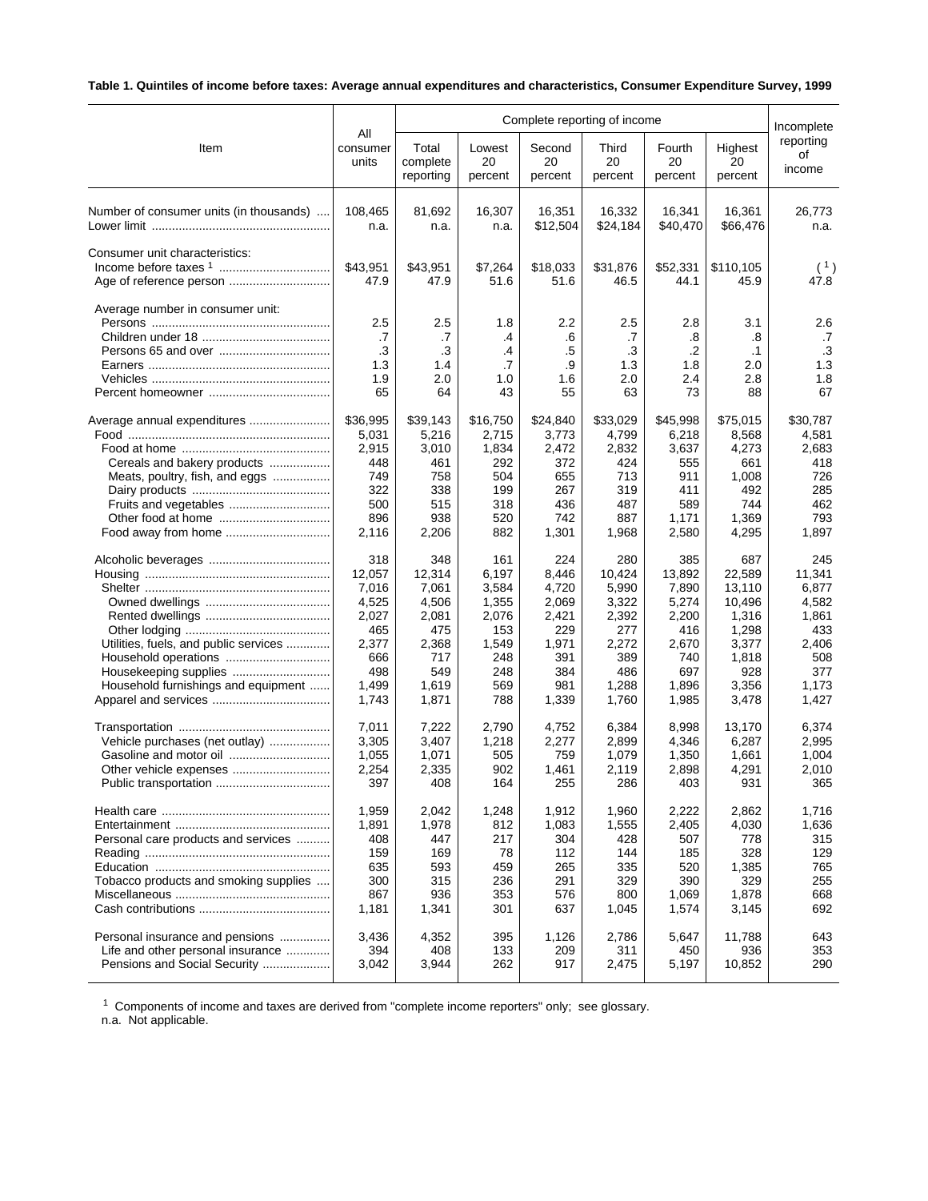**Table 1. Quintiles of income before taxes: Average annual expenditures and characteristics, Consumer Expenditure Survey, 1999**

| Item | All consumer units | Complete reporting of income | | | | | | Incomplete reporting of income |
|---|---|---|---|---|---|---|---|---|
| | | Total complete reporting | Lowest 20 percent | Second 20 percent | Third 20 percent | Fourth 20 percent | Highest 20 percent | |
| Number of consumer units (in thousands) | 108,465 | 81,692 | 16,307 | 16,351 | 16,332 | 16,341 | 16,361 | 26,773 |
| Lower limit | n.a. | n.a. | n.a. | $12,504 | $24,184 | $40,470 | $66,476 | n.a. |
| Consumer unit characteristics: | | | | | | | | |
| Income before taxes [1] | $43,951 | $43,951 | $7,264 | $18,033 | $31,876 | $52,331 | $110,105 | ([1]) |
| Age of reference person | 47.9 | 47.9 | 51.6 | 51.6 | 46.5 | 44.1 | 45.9 | 47.8 |
| Average number in consumer unit: | | | | | | | | |
| Persons | 2.5 | 2.5 | 1.8 | 2.2 | 2.5 | 2.8 | 3.1 | 2.6 |
| Children under 18 | .7 | .7 | .4 | .6 | .7 | .8 | .8 | .7 |
| Persons 65 and over | .3 | .3 | .4 | .5 | .3 | .2 | .1 | .3 |
| Earners | 1.3 | 1.4 | .7 | .9 | 1.3 | 1.8 | 2.0 | 1.3 |
| Vehicles | 1.9 | 2.0 | 1.0 | 1.6 | 2.0 | 2.4 | 2.8 | 1.8 |
| Percent homeowner | 65 | 64 | 43 | 55 | 63 | 73 | 88 | 67 |
| Average annual expenditures | $36,995 | $39,143 | $16,750 | $24,840 | $33,029 | $45,998 | $75,015 | $30,787 |
| Food | 5,031 | 5,216 | 2,715 | 3,773 | 4,799 | 6,218 | 8,568 | 4,581 |
| Food at home | 2,915 | 3,010 | 1,834 | 2,472 | 2,832 | 3,637 | 4,273 | 2,683 |
| Cereals and bakery products | 448 | 461 | 292 | 372 | 424 | 555 | 661 | 418 |
| Meats, poultry, fish, and eggs | 749 | 758 | 504 | 655 | 713 | 911 | 1,008 | 726 |
| Dairy products | 322 | 338 | 199 | 267 | 319 | 411 | 492 | 285 |
| Fruits and vegetables | 500 | 515 | 318 | 436 | 487 | 589 | 744 | 462 |
| Other food at home | 896 | 938 | 520 | 742 | 887 | 1,171 | 1,369 | 793 |
| Food away from home | 2,116 | 2,206 | 882 | 1,301 | 1,968 | 2,580 | 4,295 | 1,897 |
| Alcoholic beverages | 318 | 348 | 161 | 224 | 280 | 385 | 687 | 245 |
| Housing | 12,057 | 12,314 | 6,197 | 8,446 | 10,424 | 13,892 | 22,589 | 11,341 |
| Shelter | 7,016 | 7,061 | 3,584 | 4,720 | 5,990 | 7,890 | 13,110 | 6,877 |
| Owned dwellings | 4,525 | 4,506 | 1,355 | 2,069 | 3,322 | 5,274 | 10,496 | 4,582 |
| Rented dwellings | 2,027 | 2,081 | 2,076 | 2,421 | 2,392 | 2,200 | 1,316 | 1,861 |
| Other lodging | 465 | 475 | 153 | 229 | 277 | 416 | 1,298 | 433 |
| Utilities, fuels, and public services | 2,377 | 2,368 | 1,549 | 1,971 | 2,272 | 2,670 | 3,377 | 2,406 |
| Household operations | 666 | 717 | 248 | 391 | 389 | 740 | 1,818 | 508 |
| Housekeeping supplies | 498 | 549 | 248 | 384 | 486 | 697 | 928 | 377 |
| Household furnishings and equipment | 1,499 | 1,619 | 569 | 981 | 1,288 | 1,896 | 3,356 | 1,173 |
| Apparel and services | 1,743 | 1,871 | 788 | 1,339 | 1,760 | 1,985 | 3,478 | 1,427 |
| Transportation | 7,011 | 7,222 | 2,790 | 4,752 | 6,384 | 8,998 | 13,170 | 6,374 |
| Vehicle purchases (net outlay) | 3,305 | 3,407 | 1,218 | 2,277 | 2,899 | 4,346 | 6,287 | 2,995 |
| Gasoline and motor oil | 1,055 | 1,071 | 505 | 759 | 1,079 | 1,350 | 1,661 | 1,004 |
| Other vehicle expenses | 2,254 | 2,335 | 902 | 1,461 | 2,119 | 2,898 | 4,291 | 2,010 |
| Public transportation | 397 | 408 | 164 | 255 | 286 | 403 | 931 | 365 |
| Health care | 1,959 | 2,042 | 1,248 | 1,912 | 1,960 | 2,222 | 2,862 | 1,716 |
| Entertainment | 1,891 | 1,978 | 812 | 1,083 | 1,555 | 2,405 | 4,030 | 1,636 |
| Personal care products and services | 408 | 447 | 217 | 304 | 428 | 507 | 778 | 315 |
| Reading | 159 | 169 | 78 | 112 | 144 | 185 | 328 | 129 |
| Education | 635 | 593 | 459 | 265 | 335 | 520 | 1,385 | 765 |
| Tobacco products and smoking supplies | 300 | 315 | 236 | 291 | 329 | 390 | 329 | 255 |
| Miscellaneous | 867 | 936 | 353 | 576 | 800 | 1,069 | 1,878 | 668 |
| Cash contributions | 1,181 | 1,341 | 301 | 637 | 1,045 | 1,574 | 3,145 | 692 |
| Personal insurance and pensions | 3,436 | 4,352 | 395 | 1,126 | 2,786 | 5,647 | 11,788 | 643 |
| Life and other personal insurance | 394 | 408 | 133 | 209 | 311 | 450 | 936 | 353 |
| Pensions and Social Security | 3,042 | 3,944 | 262 | 917 | 2,475 | 5,197 | 10,852 | 290 |

[1] Components of income and taxes are derived from "complete income reporters" only; see glossary.

n.a. Not applicable.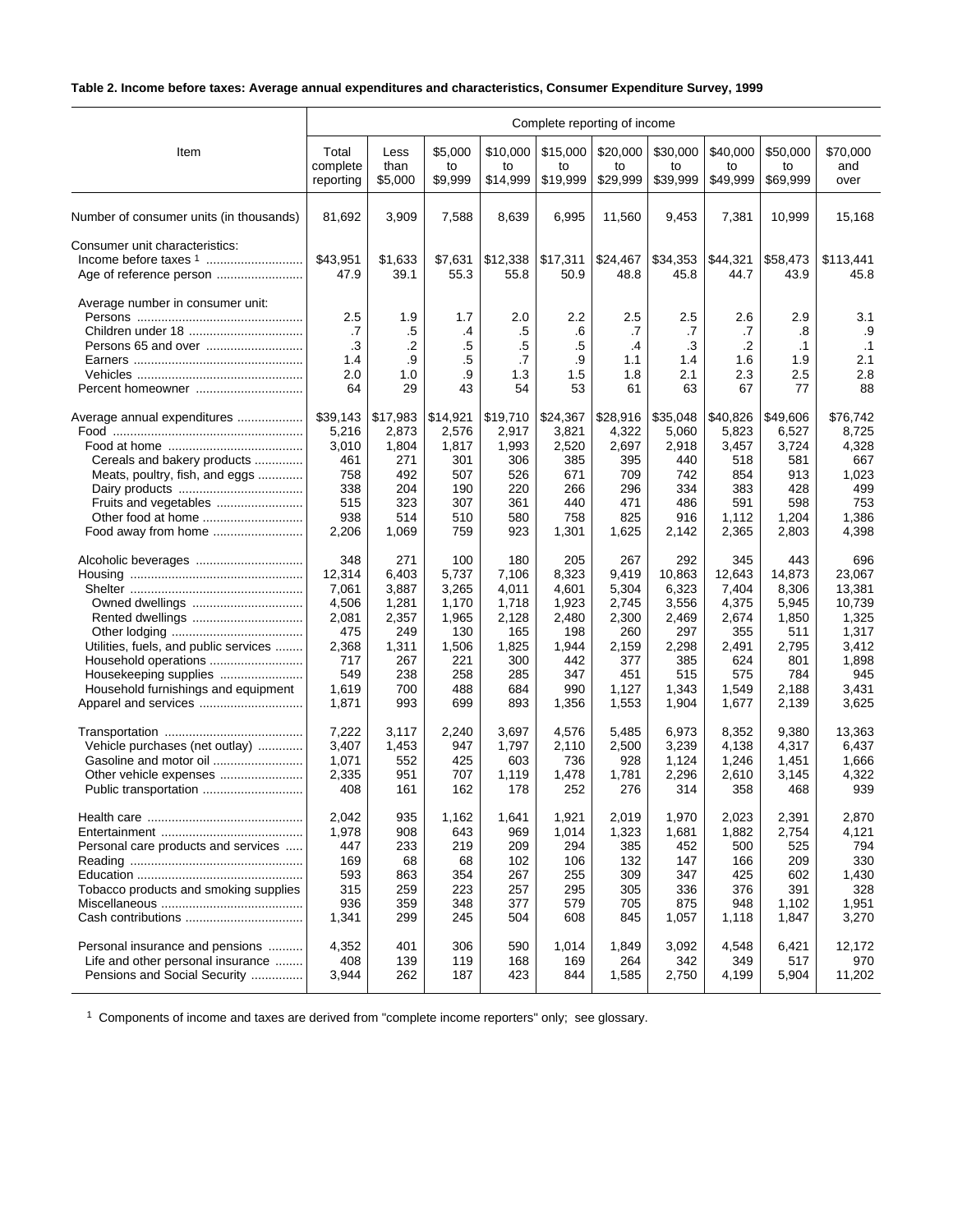**Table 2. Income before taxes: Average annual expenditures and characteristics, Consumer Expenditure Survey, 1999**

| Item | Complete reporting of income | | | | | | | | | |
|---|---|---|---|---|---|---|---|---|---|---|
| | Total complete reporting | Less than $5,000 | $5,000 to $9,999 | $10,000 to $14,999 | $15,000 to $19,999 | $20,000 to $29,999 | $30,000 to $39,999 | $40,000 to $49,999 | $50,000 to $69,999 | $70,000 and over |
| Number of consumer units (in thousands) | 81,692 | 3,909 | 7,588 | 8,639 | 6,995 | 11,560 | 9,453 | 7,381 | 10,999 | 15,168 |
| Consumer unit characteristics: | | | | | | | | | | |
| Income before taxes [1] | $43,951 | $1,633 | $7,631 | $12,338 | $17,311 | $24,467 | $34,353 | $44,321 | $58,473 | $113,441 |
| Age of reference person | 47.9 | 39.1 | 55.3 | 55.8 | 50.9 | 48.8 | 45.8 | 44.7 | 43.9 | 45.8 |
| Average number in consumer unit: | | | | | | | | | | |
| Persons | 2.5 | 1.9 | 1.7 | 2.0 | 2.2 | 2.5 | 2.5 | 2.6 | 2.9 | 3.1 |
| Children under 18 | .7 | .5 | .4 | .5 | .6 | .7 | .7 | .7 | .8 | .9 |
| Persons 65 and over | .3 | .2 | .5 | .5 | .5 | .4 | .3 | .2 | .1 | .1 |
| Earners | 1.4 | .9 | .5 | .7 | .9 | 1.1 | 1.4 | 1.6 | 1.9 | 2.1 |
| Vehicles | 2.0 | 1.0 | .9 | 1.3 | 1.5 | 1.8 | 2.1 | 2.3 | 2.5 | 2.8 |
| Percent homeowner | 64 | 29 | 43 | 54 | 53 | 61 | 63 | 67 | 77 | 88 |
| Average annual expenditures | $39,143 | $17,983 | $14,921 | $19,710 | $24,367 | $28,916 | $35,048 | $40,826 | $49,606 | $76,742 |
| Food | 5,216 | 2,873 | 2,576 | 2,917 | 3,821 | 4,322 | 5,060 | 5,823 | 6,527 | 8,725 |
| Food at home | 3,010 | 1,804 | 1,817 | 1,993 | 2,520 | 2,697 | 2,918 | 3,457 | 3,724 | 4,328 |
| Cereals and bakery products | 461 | 271 | 301 | 306 | 385 | 395 | 440 | 518 | 581 | 667 |
| Meats, poultry, fish, and eggs | 758 | 492 | 507 | 526 | 671 | 709 | 742 | 854 | 913 | 1,023 |
| Dairy products | 338 | 204 | 190 | 220 | 266 | 296 | 334 | 383 | 428 | 499 |
| Fruits and vegetables | 515 | 323 | 307 | 361 | 440 | 471 | 486 | 591 | 598 | 753 |
| Other food at home | 938 | 514 | 510 | 580 | 758 | 825 | 916 | 1,112 | 1,204 | 1,386 |
| Food away from home | 2,206 | 1,069 | 759 | 923 | 1,301 | 1,625 | 2,142 | 2,365 | 2,803 | 4,398 |
| Alcoholic beverages | 348 | 271 | 100 | 180 | 205 | 267 | 292 | 345 | 443 | 696 |
| Housing | 12,314 | 6,403 | 5,737 | 7,106 | 8,323 | 9,419 | 10,863 | 12,643 | 14,873 | 23,067 |
| Shelter | 7,061 | 3,887 | 3,265 | 4,011 | 4,601 | 5,304 | 6,323 | 7,404 | 8,306 | 13,381 |
| Owned dwellings | 4,506 | 1,281 | 1,170 | 1,718 | 1,923 | 2,745 | 3,556 | 4,375 | 5,945 | 10,739 |
| Rented dwellings | 2,081 | 2,357 | 1,965 | 2,128 | 2,480 | 2,300 | 2,469 | 2,674 | 1,850 | 1,325 |
| Other lodging | 475 | 249 | 130 | 165 | 198 | 260 | 297 | 355 | 511 | 1,317 |
| Utilities, fuels, and public services | 2,368 | 1,311 | 1,506 | 1,825 | 1,944 | 2,159 | 2,298 | 2,491 | 2,795 | 3,412 |
| Household operations | 717 | 267 | 221 | 300 | 442 | 377 | 385 | 624 | 801 | 1,898 |
| Housekeeping supplies | 549 | 238 | 258 | 285 | 347 | 451 | 515 | 575 | 784 | 945 |
| Household furnishings and equipment | 1,619 | 700 | 488 | 684 | 990 | 1,127 | 1,343 | 1,549 | 2,188 | 3,431 |
| Apparel and services | 1,871 | 993 | 699 | 893 | 1,356 | 1,553 | 1,904 | 1,677 | 2,139 | 3,625 |
| Transportation | 7,222 | 3,117 | 2,240 | 3,697 | 4,576 | 5,485 | 6,973 | 8,352 | 9,380 | 13,363 |
| Vehicle purchases (net outlay) | 3,407 | 1,453 | 947 | 1,797 | 2,110 | 2,500 | 3,239 | 4,138 | 4,317 | 6,437 |
| Gasoline and motor oil | 1,071 | 552 | 425 | 603 | 736 | 928 | 1,124 | 1,246 | 1,451 | 1,666 |
| Other vehicle expenses | 2,335 | 951 | 707 | 1,119 | 1,478 | 1,781 | 2,296 | 2,610 | 3,145 | 4,322 |
| Public transportation | 408 | 161 | 162 | 178 | 252 | 276 | 314 | 358 | 468 | 939 |
| Health care | 2,042 | 935 | 1,162 | 1,641 | 1,921 | 2,019 | 1,970 | 2,023 | 2,391 | 2,870 |
| Entertainment | 1,978 | 908 | 643 | 969 | 1,014 | 1,323 | 1,681 | 1,882 | 2,754 | 4,121 |
| Personal care products and services | 447 | 233 | 219 | 209 | 294 | 385 | 452 | 500 | 525 | 794 |
| Reading | 169 | 68 | 68 | 102 | 106 | 132 | 147 | 166 | 209 | 330 |
| Education | 593 | 863 | 354 | 267 | 255 | 309 | 347 | 425 | 602 | 1,430 |
| Tobacco products and smoking supplies | 315 | 259 | 223 | 257 | 295 | 305 | 336 | 376 | 391 | 328 |
| Miscellaneous | 936 | 359 | 348 | 377 | 579 | 705 | 875 | 948 | 1,102 | 1,951 |
| Cash contributions | 1,341 | 299 | 245 | 504 | 608 | 845 | 1,057 | 1,118 | 1,847 | 3,270 |
| Personal insurance and pensions | 4,352 | 401 | 306 | 590 | 1,014 | 1,849 | 3,092 | 4,548 | 6,421 | 12,172 |
| Life and other personal insurance | 408 | 139 | 119 | 168 | 169 | 264 | 342 | 349 | 517 | 970 |
| Pensions and Social Security | 3,944 | 262 | 187 | 423 | 844 | 1,585 | 2,750 | 4,199 | 5,904 | 11,202 |

[1] Components of income and taxes are derived from "complete income reporters" only; see glossary.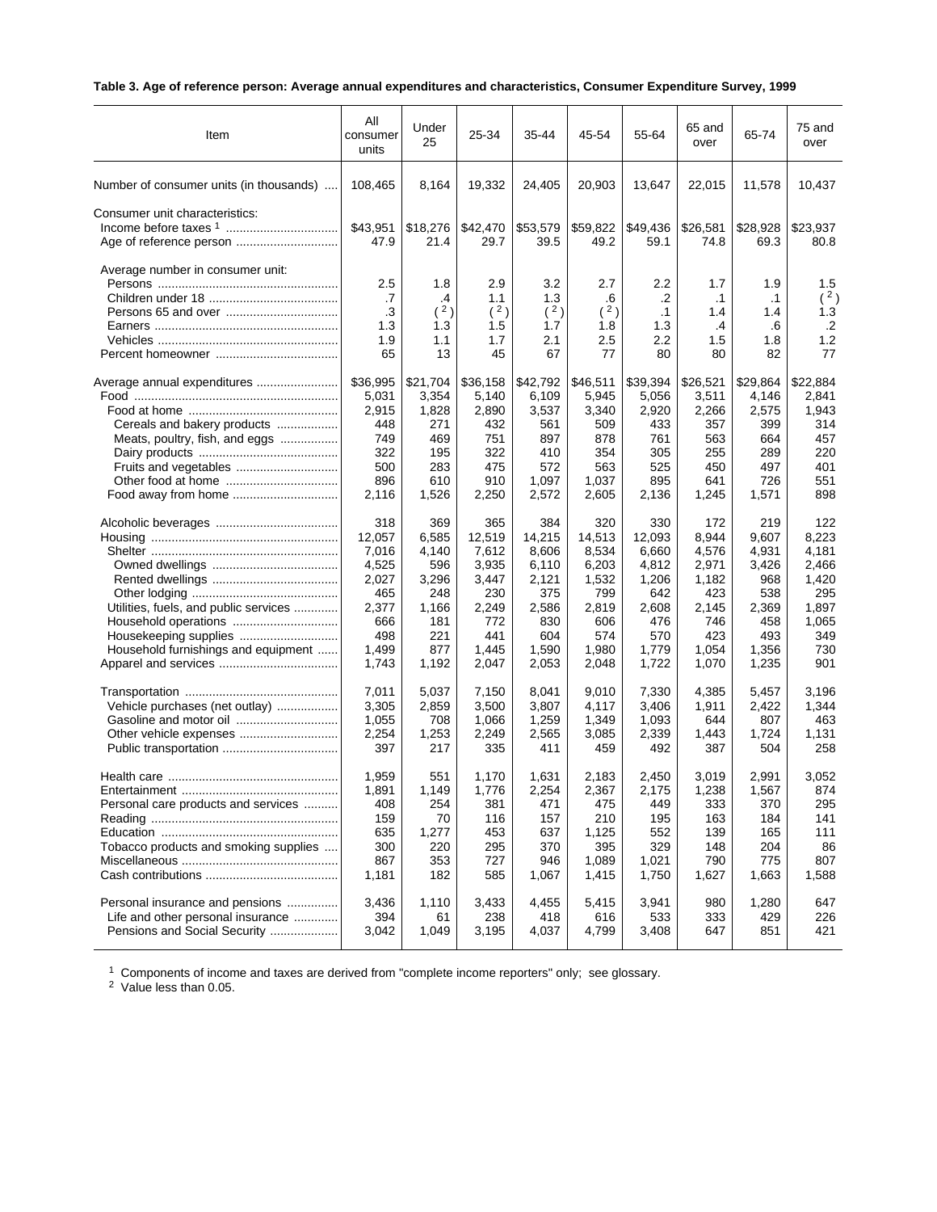**Table 3. Age of reference person: Average annual expenditures and characteristics, Consumer Expenditure Survey, 1999**

| Item | All consumer units | Under 25 | 25-34 | 35-44 | 45-54 | 55-64 | 65 and over | 65-74 | 75 and over |
|---|---|---|---|---|---|---|---|---|---|
| Number of consumer units (in thousands) | 108,465 | 8,164 | 19,332 | 24,405 | 20,903 | 13,647 | 22,015 | 11,578 | 10,437 |
| Consumer unit characteristics: | | | | | | | | | |
| Income before taxes [1] | $43,951 | $18,276 | $42,470 | $53,579 | $59,822 | $49,436 | $26,581 | $28,928 | $23,937 |
| Age of reference person | 47.9 | 21.4 | 29.7 | 39.5 | 49.2 | 59.1 | 74.8 | 69.3 | 80.8 |
| Average number in consumer unit: | | | | | | | | | |
| Persons | 2.5 | 1.8 | 2.9 | 3.2 | 2.7 | 2.2 | 1.7 | 1.9 | 1.5 |
| Children under 18 | .7 | .4 | 1.1 | 1.3 | .6 | .2 | .1 | .1 | ( [2] ) |
| Persons 65 and over | .3 | ( [2] ) | ( [2] ) | ( [2] ) | ( [2] ) | .1 | 1.4 | 1.4 | 1.3 |
| Earners | 1.3 | 1.3 | 1.5 | 1.7 | 1.8 | 1.3 | .4 | .6 | .2 |
| Vehicles | 1.9 | 1.1 | 1.7 | 2.1 | 2.5 | 2.2 | 1.5 | 1.8 | 1.2 |
| Percent homeowner | 65 | 13 | 45 | 67 | 77 | 80 | 80 | 82 | 77 |
| Average annual expenditures | $36,995 | $21,704 | $36,158 | $42,792 | $46,511 | $39,394 | $26,521 | $29,864 | $22,884 |
| Food | 5,031 | 3,354 | 5,140 | 6,109 | 5,945 | 5,056 | 3,511 | 4,146 | 2,841 |
| Food at home | 2,915 | 1,828 | 2,890 | 3,537 | 3,340 | 2,920 | 2,266 | 2,575 | 1,943 |
| Cereals and bakery products | 448 | 271 | 432 | 561 | 509 | 433 | 357 | 399 | 314 |
| Meats, poultry, fish, and eggs | 749 | 469 | 751 | 897 | 878 | 761 | 563 | 664 | 457 |
| Dairy products | 322 | 195 | 322 | 410 | 354 | 305 | 255 | 289 | 220 |
| Fruits and vegetables | 500 | 283 | 475 | 572 | 563 | 525 | 450 | 497 | 401 |
| Other food at home | 896 | 610 | 910 | 1,097 | 1,037 | 895 | 641 | 726 | 551 |
| Food away from home | 2,116 | 1,526 | 2,250 | 2,572 | 2,605 | 2,136 | 1,245 | 1,571 | 898 |
| Alcoholic beverages | 318 | 369 | 365 | 384 | 320 | 330 | 172 | 219 | 122 |
| Housing | 12,057 | 6,585 | 12,519 | 14,215 | 14,513 | 12,093 | 8,944 | 9,607 | 8,223 |
| Shelter | 7,016 | 4,140 | 7,612 | 8,606 | 8,534 | 6,660 | 4,576 | 4,931 | 4,181 |
| Owned dwellings | 4,525 | 596 | 3,935 | 6,110 | 6,203 | 4,812 | 2,971 | 3,426 | 2,466 |
| Rented dwellings | 2,027 | 3,296 | 3,447 | 2,121 | 1,532 | 1,206 | 1,182 | 968 | 1,420 |
| Other lodging | 465 | 248 | 230 | 375 | 799 | 642 | 423 | 538 | 295 |
| Utilities, fuels, and public services | 2,377 | 1,166 | 2,249 | 2,586 | 2,819 | 2,608 | 2,145 | 2,369 | 1,897 |
| Household operations | 666 | 181 | 772 | 830 | 606 | 476 | 746 | 458 | 1,065 |
| Housekeeping supplies | 498 | 221 | 441 | 604 | 574 | 570 | 423 | 493 | 349 |
| Household furnishings and equipment | 1,499 | 877 | 1,445 | 1,590 | 1,980 | 1,779 | 1,054 | 1,356 | 730 |
| Apparel and services | 1,743 | 1,192 | 2,047 | 2,053 | 2,048 | 1,722 | 1,070 | 1,235 | 901 |
| Transportation | 7,011 | 5,037 | 7,150 | 8,041 | 9,010 | 7,330 | 4,385 | 5,457 | 3,196 |
| Vehicle purchases (net outlay) | 3,305 | 2,859 | 3,500 | 3,807 | 4,117 | 3,406 | 1,911 | 2,422 | 1,344 |
| Gasoline and motor oil | 1,055 | 708 | 1,066 | 1,259 | 1,349 | 1,093 | 644 | 807 | 463 |
| Other vehicle expenses | 2,254 | 1,253 | 2,249 | 2,565 | 3,085 | 2,339 | 1,443 | 1,724 | 1,131 |
| Public transportation | 397 | 217 | 335 | 411 | 459 | 492 | 387 | 504 | 258 |
| Health care | 1,959 | 551 | 1,170 | 1,631 | 2,183 | 2,450 | 3,019 | 2,991 | 3,052 |
| Entertainment | 1,891 | 1,149 | 1,776 | 2,254 | 2,367 | 2,175 | 1,238 | 1,567 | 874 |
| Personal care products and services | 408 | 254 | 381 | 471 | 475 | 449 | 333 | 370 | 295 |
| Reading | 159 | 70 | 116 | 157 | 210 | 195 | 163 | 184 | 141 |
| Education | 635 | 1,277 | 453 | 637 | 1,125 | 552 | 139 | 165 | 111 |
| Tobacco products and smoking supplies | 300 | 220 | 295 | 370 | 395 | 329 | 148 | 204 | 86 |
| Miscellaneous | 867 | 353 | 727 | 946 | 1,089 | 1,021 | 790 | 775 | 807 |
| Cash contributions | 1,181 | 182 | 585 | 1,067 | 1,415 | 1,750 | 1,627 | 1,663 | 1,588 |
| Personal insurance and pensions | 3,436 | 1,110 | 3,433 | 4,455 | 5,415 | 3,941 | 980 | 1,280 | 647 |
| Life and other personal insurance | 394 | 61 | 238 | 418 | 616 | 533 | 333 | 429 | 226 |
| Pensions and Social Security | 3,042 | 1,049 | 3,195 | 4,037 | 4,799 | 3,408 | 647 | 851 | 421 |

[1] Components of income and taxes are derived from "complete income reporters" only; see glossary.
[2] Value less than 0.05.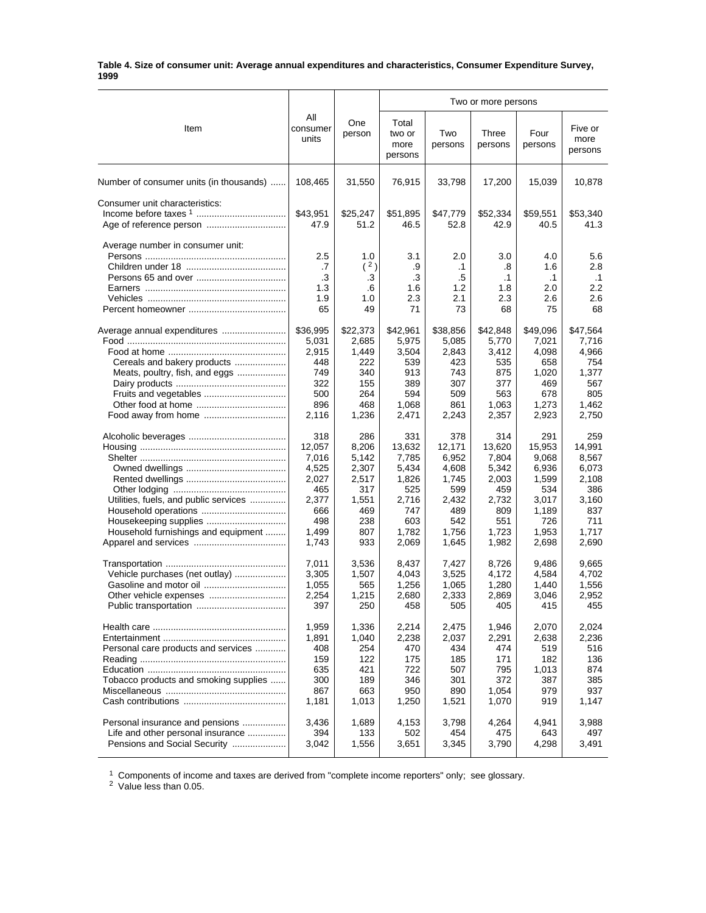**Table 4. Size of consumer unit: Average annual expenditures and characteristics, Consumer Expenditure Survey, 1999**

| Item | All consumer units | One person | Two or more persons | | | | |
|---|---|---|---|---|---|---|---|
| | | | Total two or more persons | Two persons | Three persons | Four persons | Five or more persons |
| Number of consumer units (in thousands) | 108,465 | 31,550 | 76,915 | 33,798 | 17,200 | 15,039 | 10,878 |
| Consumer unit characteristics: | | | | | | | |
| Income before taxes [1] | $43,951 | $25,247 | $51,895 | $47,779 | $52,334 | $59,551 | $53,340 |
| Age of reference person | 47.9 | 51.2 | 46.5 | 52.8 | 42.9 | 40.5 | 41.3 |
| Average number in consumer unit: | | | | | | | |
| Persons | 2.5 | 1.0 | 3.1 | 2.0 | 3.0 | 4.0 | 5.6 |
| Children under 18 | .7 | ( [2] ) | .9 | .1 | .8 | 1.6 | 2.8 |
| Persons 65 and over | .3 | .3 | .3 | .5 | .1 | .1 | .1 |
| Earners | 1.3 | .6 | 1.6 | 1.2 | 1.8 | 2.0 | 2.2 |
| Vehicles | 1.9 | 1.0 | 2.3 | 2.1 | 2.3 | 2.6 | 2.6 |
| Percent homeowner | 65 | 49 | 71 | 73 | 68 | 75 | 68 |
| Average annual expenditures | $36,995 | $22,373 | $42,961 | $38,856 | $42,848 | $49,096 | $47,564 |
| Food | 5,031 | 2,685 | 5,975 | 5,085 | 5,770 | 7,021 | 7,716 |
| Food at home | 2,915 | 1,449 | 3,504 | 2,843 | 3,412 | 4,098 | 4,966 |
| Cereals and bakery products | 448 | 222 | 539 | 423 | 535 | 658 | 754 |
| Meats, poultry, fish, and eggs | 749 | 340 | 913 | 743 | 875 | 1,020 | 1,377 |
| Dairy products | 322 | 155 | 389 | 307 | 377 | 469 | 567 |
| Fruits and vegetables | 500 | 264 | 594 | 509 | 563 | 678 | 805 |
| Other food at home | 896 | 468 | 1,068 | 861 | 1,063 | 1,273 | 1,462 |
| Food away from home | 2,116 | 1,236 | 2,471 | 2,243 | 2,357 | 2,923 | 2,750 |
| Alcoholic beverages | 318 | 286 | 331 | 378 | 314 | 291 | 259 |
| Housing | 12,057 | 8,206 | 13,632 | 12,171 | 13,620 | 15,953 | 14,991 |
| Shelter | 7,016 | 5,142 | 7,785 | 6,952 | 7,804 | 9,068 | 8,567 |
| Owned dwellings | 4,525 | 2,307 | 5,434 | 4,608 | 5,342 | 6,936 | 6,073 |
| Rented dwellings | 2,027 | 2,517 | 1,826 | 1,745 | 2,003 | 1,599 | 2,108 |
| Other lodging | 465 | 317 | 525 | 599 | 459 | 534 | 386 |
| Utilities, fuels, and public services | 2,377 | 1,551 | 2,716 | 2,432 | 2,732 | 3,017 | 3,160 |
| Household operations | 666 | 469 | 747 | 489 | 809 | 1,189 | 837 |
| Housekeeping supplies | 498 | 238 | 603 | 542 | 551 | 726 | 711 |
| Household furnishings and equipment | 1,499 | 807 | 1,782 | 1,756 | 1,723 | 1,953 | 1,717 |
| Apparel and services | 1,743 | 933 | 2,069 | 1,645 | 1,982 | 2,698 | 2,690 |
| Transportation | 7,011 | 3,536 | 8,437 | 7,427 | 8,726 | 9,486 | 9,665 |
| Vehicle purchases (net outlay) | 3,305 | 1,507 | 4,043 | 3,525 | 4,172 | 4,584 | 4,702 |
| Gasoline and motor oil | 1,055 | 565 | 1,256 | 1,065 | 1,280 | 1,440 | 1,556 |
| Other vehicle expenses | 2,254 | 1,215 | 2,680 | 2,333 | 2,869 | 3,046 | 2,952 |
| Public transportation | 397 | 250 | 458 | 505 | 405 | 415 | 455 |
| Health care | 1,959 | 1,336 | 2,214 | 2,475 | 1,946 | 2,070 | 2,024 |
| Entertainment | 1,891 | 1,040 | 2,238 | 2,037 | 2,291 | 2,638 | 2,236 |
| Personal care products and services | 408 | 254 | 470 | 434 | 474 | 519 | 516 |
| Reading | 159 | 122 | 175 | 185 | 171 | 182 | 136 |
| Education | 635 | 421 | 722 | 507 | 795 | 1,013 | 874 |
| Tobacco products and smoking supplies | 300 | 189 | 346 | 301 | 372 | 387 | 385 |
| Miscellaneous | 867 | 663 | 950 | 890 | 1,054 | 979 | 937 |
| Cash contributions | 1,181 | 1,013 | 1,250 | 1,521 | 1,070 | 919 | 1,147 |
| Personal insurance and pensions | 3,436 | 1,689 | 4,153 | 3,798 | 4,264 | 4,941 | 3,988 |
| Life and other personal insurance | 394 | 133 | 502 | 454 | 475 | 643 | 497 |
| Pensions and Social Security | 3,042 | 1,556 | 3,651 | 3,345 | 3,790 | 4,298 | 3,491 |

[1] Components of income and taxes are derived from "complete income reporters" only; see glossary.
[2] Value less than 0.05.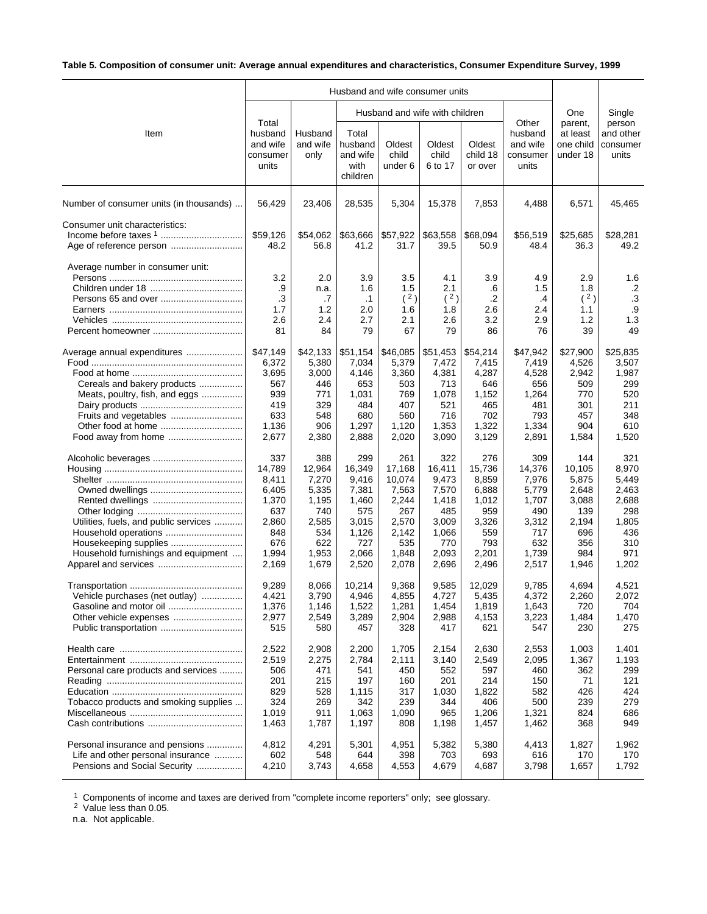**Table 5. Composition of consumer unit: Average annual expenditures and characteristics, Consumer Expenditure Survey, 1999**

| Item | Husband and wife consumer units | | | | | | | One parent, at least one child under 18 | Single person and other consumer units |
|---|---|---|---|---|---|---|---|---|---|
| | Total husband and wife consumer units | Husband and wife only | Husband and wife with children | | | | Other husband and wife consumer units | | |
| | | | Total husband and wife with children | Oldest child under 6 | Oldest child 6 to 17 | Oldest child 18 or over | | | |
| Number of consumer units (in thousands) | 56,429 | 23,406 | 28,535 | 5,304 | 15,378 | 7,853 | 4,488 | 6,571 | 45,465 |
| Consumer unit characteristics: | | | | | | | | | |
| Income before taxes [1] | $59,126 | $54,062 | $63,666 | $57,922 | $63,558 | $68,094 | $56,519 | $25,685 | $28,281 |
| Age of reference person | 48.2 | 56.8 | 41.2 | 31.7 | 39.5 | 50.9 | 48.4 | 36.3 | 49.2 |
| Average number in consumer unit: | | | | | | | | | |
| Persons | 3.2 | 2.0 | 3.9 | 3.5 | 4.1 | 3.9 | 4.9 | 2.9 | 1.6 |
| Children under 18 | .9 | n.a. | 1.6 | 1.5 | 2.1 | .6 | 1.5 | 1.8 | .2 |
| Persons 65 and over | .3 | .7 | .1 | ([2]) | ([2]) | .2 | .4 | ([2]) | .3 |
| Earners | 1.7 | 1.2 | 2.0 | 1.6 | 1.8 | 2.6 | 2.4 | 1.1 | .9 |
| Vehicles | 2.6 | 2.4 | 2.7 | 2.1 | 2.6 | 3.2 | 2.9 | 1.2 | 1.3 |
| Percent homeowner | 81 | 84 | 79 | 67 | 79 | 86 | 76 | 39 | 49 |
| Average annual expenditures | $47,149 | $42,133 | $51,154 | $46,085 | $51,453 | $54,214 | $47,942 | $27,900 | $25,835 |
| Food | 6,372 | 5,380 | 7,034 | 5,379 | 7,472 | 7,415 | 7,419 | 4,526 | 3,507 |
| Food at home | 3,695 | 3,000 | 4,146 | 3,360 | 4,381 | 4,287 | 4,528 | 2,942 | 1,987 |
| Cereals and bakery products | 567 | 446 | 653 | 503 | 713 | 646 | 656 | 509 | 299 |
| Meats, poultry, fish, and eggs | 939 | 771 | 1,031 | 769 | 1,078 | 1,152 | 1,264 | 770 | 520 |
| Dairy products | 419 | 329 | 484 | 407 | 521 | 465 | 481 | 301 | 211 |
| Fruits and vegetables | 633 | 548 | 680 | 560 | 716 | 702 | 793 | 457 | 348 |
| Other food at home | 1,136 | 906 | 1,297 | 1,120 | 1,353 | 1,322 | 1,334 | 904 | 610 |
| Food away from home | 2,677 | 2,380 | 2,888 | 2,020 | 3,090 | 3,129 | 2,891 | 1,584 | 1,520 |
| Alcoholic beverages | 337 | 388 | 299 | 261 | 322 | 276 | 309 | 144 | 321 |
| Housing | 14,789 | 12,964 | 16,349 | 17,168 | 16,411 | 15,736 | 14,376 | 10,105 | 8,970 |
| Shelter | 8,411 | 7,270 | 9,416 | 10,074 | 9,473 | 8,859 | 7,976 | 5,875 | 5,449 |
| Owned dwellings | 6,405 | 5,335 | 7,381 | 7,563 | 7,570 | 6,888 | 5,779 | 2,648 | 2,463 |
| Rented dwellings | 1,370 | 1,195 | 1,460 | 2,244 | 1,418 | 1,012 | 1,707 | 3,088 | 2,688 |
| Other lodging | 637 | 740 | 575 | 267 | 485 | 959 | 490 | 139 | 298 |
| Utilities, fuels, and public services | 2,860 | 2,585 | 3,015 | 2,570 | 3,009 | 3,326 | 3,312 | 2,194 | 1,805 |
| Household operations | 848 | 534 | 1,126 | 2,142 | 1,066 | 559 | 717 | 696 | 436 |
| Housekeeping supplies | 676 | 622 | 727 | 535 | 770 | 793 | 632 | 356 | 310 |
| Household furnishings and equipment | 1,994 | 1,953 | 2,066 | 1,848 | 2,093 | 2,201 | 1,739 | 984 | 971 |
| Apparel and services | 2,169 | 1,679 | 2,520 | 2,078 | 2,696 | 2,496 | 2,517 | 1,946 | 1,202 |
| Transportation | 9,289 | 8,066 | 10,214 | 9,368 | 9,585 | 12,029 | 9,785 | 4,694 | 4,521 |
| Vehicle purchases (net outlay) | 4,421 | 3,790 | 4,946 | 4,855 | 4,727 | 5,435 | 4,372 | 2,260 | 2,072 |
| Gasoline and motor oil | 1,376 | 1,146 | 1,522 | 1,281 | 1,454 | 1,819 | 1,643 | 720 | 704 |
| Other vehicle expenses | 2,977 | 2,549 | 3,289 | 2,904 | 2,988 | 4,153 | 3,223 | 1,484 | 1,470 |
| Public transportation | 515 | 580 | 457 | 328 | 417 | 621 | 547 | 230 | 275 |
| Health care | 2,522 | 2,908 | 2,200 | 1,705 | 2,154 | 2,630 | 2,553 | 1,003 | 1,401 |
| Entertainment | 2,519 | 2,275 | 2,784 | 2,111 | 3,140 | 2,549 | 2,095 | 1,367 | 1,193 |
| Personal care products and services | 506 | 471 | 541 | 450 | 552 | 597 | 460 | 362 | 299 |
| Reading | 201 | 215 | 197 | 160 | 201 | 214 | 150 | 71 | 121 |
| Education | 829 | 528 | 1,115 | 317 | 1,030 | 1,822 | 582 | 426 | 424 |
| Tobacco products and smoking supplies | 324 | 269 | 342 | 239 | 344 | 406 | 500 | 239 | 279 |
| Miscellaneous | 1,019 | 911 | 1,063 | 1,090 | 965 | 1,206 | 1,321 | 824 | 686 |
| Cash contributions | 1,463 | 1,787 | 1,197 | 808 | 1,198 | 1,457 | 1,462 | 368 | 949 |
| Personal insurance and pensions | 4,812 | 4,291 | 5,301 | 4,951 | 5,382 | 5,380 | 4,413 | 1,827 | 1,962 |
| Life and other personal insurance | 602 | 548 | 644 | 398 | 703 | 693 | 616 | 170 | 170 |
| Pensions and Social Security | 4,210 | 3,743 | 4,658 | 4,553 | 4,679 | 4,687 | 3,798 | 1,657 | 1,792 |

[1] Components of income and taxes are derived from "complete income reporters" only; see glossary.
[2] Value less than 0.05.
n.a. Not applicable.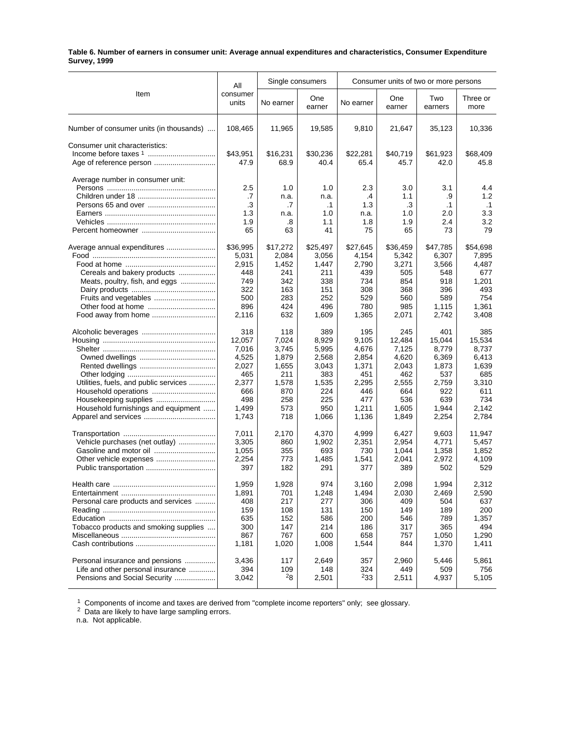**Table 6. Number of earners in consumer unit: Average annual expenditures and characteristics, Consumer Expenditure Survey, 1999**

| Item | All consumer units | Single consumers | | Consumer units of two or more persons | | | |
|---|---|---|---|---|---|---|---|
| | | No earner | One earner | No earner | One earner | Two earners | Three or more |
| Number of consumer units (in thousands) | 108,465 | 11,965 | 19,585 | 9,810 | 21,647 | 35,123 | 10,336 |
| Consumer unit characteristics: | | | | | | | |
| Income before taxes [1] | $43,951 | $16,231 | $30,236 | $22,281 | $40,719 | $61,923 | $68,409 |
| Age of reference person | 47.9 | 68.9 | 40.4 | 65.4 | 45.7 | 42.0 | 45.8 |
| Average number in consumer unit: | | | | | | | |
| Persons | 2.5 | 1.0 | 1.0 | 2.3 | 3.0 | 3.1 | 4.4 |
| Children under 18 | .7 | n.a. | n.a. | .4 | 1.1 | .9 | 1.2 |
| Persons 65 and over | .3 | .7 | .1 | 1.3 | .3 | .1 | .1 |
| Earners | 1.3 | n.a. | 1.0 | n.a. | 1.0 | 2.0 | 3.3 |
| Vehicles | 1.9 | .8 | 1.1 | 1.8 | 1.9 | 2.4 | 3.2 |
| Percent homeowner | 65 | 63 | 41 | 75 | 65 | 73 | 79 |
| Average annual expenditures | $36,995 | $17,272 | $25,497 | $27,645 | $36,459 | $47,785 | $54,698 |
| Food | 5,031 | 2,084 | 3,056 | 4,154 | 5,342 | 6,307 | 7,895 |
| Food at home | 2,915 | 1,452 | 1,447 | 2,790 | 3,271 | 3,566 | 4,487 |
| Cereals and bakery products | 448 | 241 | 211 | 439 | 505 | 548 | 677 |
| Meats, poultry, fish, and eggs | 749 | 342 | 338 | 734 | 854 | 918 | 1,201 |
| Dairy products | 322 | 163 | 151 | 308 | 368 | 396 | 493 |
| Fruits and vegetables | 500 | 283 | 252 | 529 | 560 | 589 | 754 |
| Other food at home | 896 | 424 | 496 | 780 | 985 | 1,115 | 1,361 |
| Food away from home | 2,116 | 632 | 1,609 | 1,365 | 2,071 | 2,742 | 3,408 |
| Alcoholic beverages | 318 | 118 | 389 | 195 | 245 | 401 | 385 |
| Housing | 12,057 | 7,024 | 8,929 | 9,105 | 12,484 | 15,044 | 15,534 |
| Shelter | 7,016 | 3,745 | 5,995 | 4,676 | 7,125 | 8,779 | 8,737 |
| Owned dwellings | 4,525 | 1,879 | 2,568 | 2,854 | 4,620 | 6,369 | 6,413 |
| Rented dwellings | 2,027 | 1,655 | 3,043 | 1,371 | 2,043 | 1,873 | 1,639 |
| Other lodging | 465 | 211 | 383 | 451 | 462 | 537 | 685 |
| Utilities, fuels, and public services | 2,377 | 1,578 | 1,535 | 2,295 | 2,555 | 2,759 | 3,310 |
| Household operations | 666 | 870 | 224 | 446 | 664 | 922 | 611 |
| Housekeeping supplies | 498 | 258 | 225 | 477 | 536 | 639 | 734 |
| Household furnishings and equipment | 1,499 | 573 | 950 | 1,211 | 1,605 | 1,944 | 2,142 |
| Apparel and services | 1,743 | 718 | 1,066 | 1,136 | 1,849 | 2,254 | 2,784 |
| Transportation | 7,011 | 2,170 | 4,370 | 4,999 | 6,427 | 9,603 | 11,947 |
| Vehicle purchases (net outlay) | 3,305 | 860 | 1,902 | 2,351 | 2,954 | 4,771 | 5,457 |
| Gasoline and motor oil | 1,055 | 355 | 693 | 730 | 1,044 | 1,358 | 1,852 |
| Other vehicle expenses | 2,254 | 773 | 1,485 | 1,541 | 2,041 | 2,972 | 4,109 |
| Public transportation | 397 | 182 | 291 | 377 | 389 | 502 | 529 |
| Health care | 1,959 | 1,928 | 974 | 3,160 | 2,098 | 1,994 | 2,312 |
| Entertainment | 1,891 | 701 | 1,248 | 1,494 | 2,030 | 2,469 | 2,590 |
| Personal care products and services | 408 | 217 | 277 | 306 | 409 | 504 | 637 |
| Reading | 159 | 108 | 131 | 150 | 149 | 189 | 200 |
| Education | 635 | 152 | 586 | 200 | 546 | 789 | 1,357 |
| Tobacco products and smoking supplies | 300 | 147 | 214 | 186 | 317 | 365 | 494 |
| Miscellaneous | 867 | 767 | 600 | 658 | 757 | 1,050 | 1,290 |
| Cash contributions | 1,181 | 1,020 | 1,008 | 1,544 | 844 | 1,370 | 1,411 |
| Personal insurance and pensions | 3,436 | 117 | 2,649 | 357 | 2,960 | 5,446 | 5,861 |
| Life and other personal insurance | 394 | 109 | 148 | 324 | 449 | 509 | 756 |
| Pensions and Social Security | 3,042 | [2]8 | 2,501 | [2]33 | 2,511 | 4,937 | 5,105 |

[1] Components of income and taxes are derived from "complete income reporters" only; see glossary.
[2] Data are likely to have large sampling errors.
n.a. Not applicable.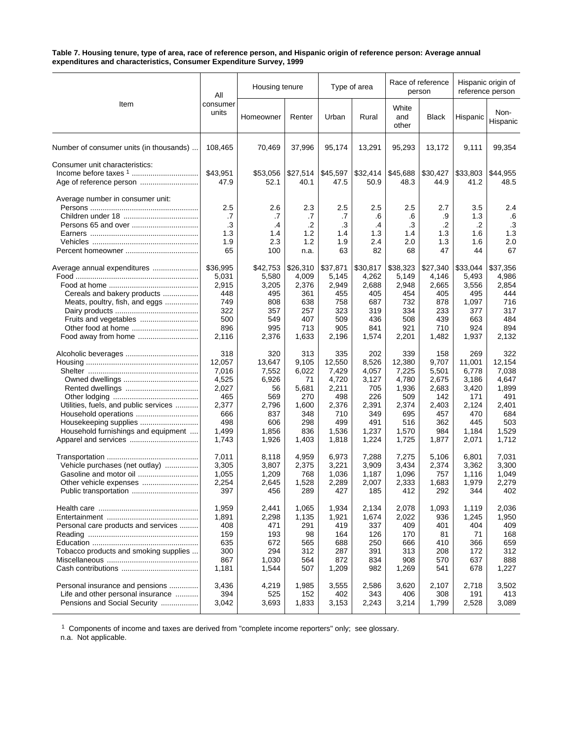**Table 7. Housing tenure, type of area, race of reference person, and Hispanic origin of reference person: Average annual expenditures and characteristics, Consumer Expenditure Survey, 1999**

| Item | All consumer units | Housing tenure | | Type of area | | Race of reference person | | Hispanic origin of reference person | |
|---|---|---|---|---|---|---|---|---|---|
| | | Homeowner | Renter | Urban | Rural | White and other | Black | Hispanic | Non-Hispanic |
| Number of consumer units (in thousands) | 108,465 | 70,469 | 37,996 | 95,174 | 13,291 | 95,293 | 13,172 | 9,111 | 99,354 |
| Consumer unit characteristics: | | | | | | | | | |
| Income before taxes [1] | $43,951 | $53,056 | $27,514 | $45,597 | $32,414 | $45,688 | $30,427 | $33,803 | $44,955 |
| Age of reference person | 47.9 | 52.1 | 40.1 | 47.5 | 50.9 | 48.3 | 44.9 | 41.2 | 48.5 |
| Average number in consumer unit: | | | | | | | | | |
| Persons | 2.5 | 2.6 | 2.3 | 2.5 | 2.5 | 2.5 | 2.7 | 3.5 | 2.4 |
| Children under 18 | .7 | .7 | .7 | .7 | .6 | .6 | .9 | 1.3 | .6 |
| Persons 65 and over | .3 | .4 | .2 | .3 | .4 | .3 | .2 | .2 | .3 |
| Earners | 1.3 | 1.4 | 1.2 | 1.4 | 1.3 | 1.4 | 1.3 | 1.6 | 1.3 |
| Vehicles | 1.9 | 2.3 | 1.2 | 1.9 | 2.4 | 2.0 | 1.3 | 1.6 | 2.0 |
| Percent homeowner | 65 | 100 | n.a. | 63 | 82 | 68 | 47 | 44 | 67 |
| Average annual expenditures | $36,995 | $42,753 | $26,310 | $37,871 | $30,817 | $38,323 | $27,340 | $33,044 | $37,356 |
| Food | 5,031 | 5,580 | 4,009 | 5,145 | 4,262 | 5,149 | 4,146 | 5,493 | 4,986 |
| Food at home | 2,915 | 3,205 | 2,376 | 2,949 | 2,688 | 2,948 | 2,665 | 3,556 | 2,854 |
| Cereals and bakery products | 448 | 495 | 361 | 455 | 405 | 454 | 405 | 495 | 444 |
| Meats, poultry, fish, and eggs | 749 | 808 | 638 | 758 | 687 | 732 | 878 | 1,097 | 716 |
| Dairy products | 322 | 357 | 257 | 323 | 319 | 334 | 233 | 377 | 317 |
| Fruits and vegetables | 500 | 549 | 407 | 509 | 436 | 508 | 439 | 663 | 484 |
| Other food at home | 896 | 995 | 713 | 905 | 841 | 921 | 710 | 924 | 894 |
| Food away from home | 2,116 | 2,376 | 1,633 | 2,196 | 1,574 | 2,201 | 1,482 | 1,937 | 2,132 |
| Alcoholic beverages | 318 | 320 | 313 | 335 | 202 | 339 | 158 | 269 | 322 |
| Housing | 12,057 | 13,647 | 9,105 | 12,550 | 8,526 | 12,380 | 9,707 | 11,001 | 12,154 |
| Shelter | 7,016 | 7,552 | 6,022 | 7,429 | 4,057 | 7,225 | 5,501 | 6,778 | 7,038 |
| Owned dwellings | 4,525 | 6,926 | 71 | 4,720 | 3,127 | 4,780 | 2,675 | 3,186 | 4,647 |
| Rented dwellings | 2,027 | 56 | 5,681 | 2,211 | 705 | 1,936 | 2,683 | 3,420 | 1,899 |
| Other lodging | 465 | 569 | 270 | 498 | 226 | 509 | 142 | 171 | 491 |
| Utilities, fuels, and public services | 2,377 | 2,796 | 1,600 | 2,376 | 2,391 | 2,374 | 2,403 | 2,124 | 2,401 |
| Household operations | 666 | 837 | 348 | 710 | 349 | 695 | 457 | 470 | 684 |
| Housekeeping supplies | 498 | 606 | 298 | 499 | 491 | 516 | 362 | 445 | 503 |
| Household furnishings and equipment | 1,499 | 1,856 | 836 | 1,536 | 1,237 | 1,570 | 984 | 1,184 | 1,529 |
| Apparel and services | 1,743 | 1,926 | 1,403 | 1,818 | 1,224 | 1,725 | 1,877 | 2,071 | 1,712 |
| Transportation | 7,011 | 8,118 | 4,959 | 6,973 | 7,288 | 7,275 | 5,106 | 6,801 | 7,031 |
| Vehicle purchases (net outlay) | 3,305 | 3,807 | 2,375 | 3,221 | 3,909 | 3,434 | 2,374 | 3,362 | 3,300 |
| Gasoline and motor oil | 1,055 | 1,209 | 768 | 1,036 | 1,187 | 1,096 | 757 | 1,116 | 1,049 |
| Other vehicle expenses | 2,254 | 2,645 | 1,528 | 2,289 | 2,007 | 2,333 | 1,683 | 1,979 | 2,279 |
| Public transportation | 397 | 456 | 289 | 427 | 185 | 412 | 292 | 344 | 402 |
| Health care | 1,959 | 2,441 | 1,065 | 1,934 | 2,134 | 2,078 | 1,093 | 1,119 | 2,036 |
| Entertainment | 1,891 | 2,298 | 1,135 | 1,921 | 1,674 | 2,022 | 936 | 1,245 | 1,950 |
| Personal care products and services | 408 | 471 | 291 | 419 | 337 | 409 | 401 | 404 | 409 |
| Reading | 159 | 193 | 98 | 164 | 126 | 170 | 81 | 71 | 168 |
| Education | 635 | 672 | 565 | 688 | 250 | 666 | 410 | 366 | 659 |
| Tobacco products and smoking supplies | 300 | 294 | 312 | 287 | 391 | 313 | 208 | 172 | 312 |
| Miscellaneous | 867 | 1,030 | 564 | 872 | 834 | 908 | 570 | 637 | 888 |
| Cash contributions | 1,181 | 1,544 | 507 | 1,209 | 982 | 1,269 | 541 | 678 | 1,227 |
| Personal insurance and pensions | 3,436 | 4,219 | 1,985 | 3,555 | 2,586 | 3,620 | 2,107 | 2,718 | 3,502 |
| Life and other personal insurance | 394 | 525 | 152 | 402 | 343 | 406 | 308 | 191 | 413 |
| Pensions and Social Security | 3,042 | 3,693 | 1,833 | 3,153 | 2,243 | 3,214 | 1,799 | 2,528 | 3,089 |

[1] Components of income and taxes are derived from "complete income reporters" only; see glossary.

n.a. Not applicable.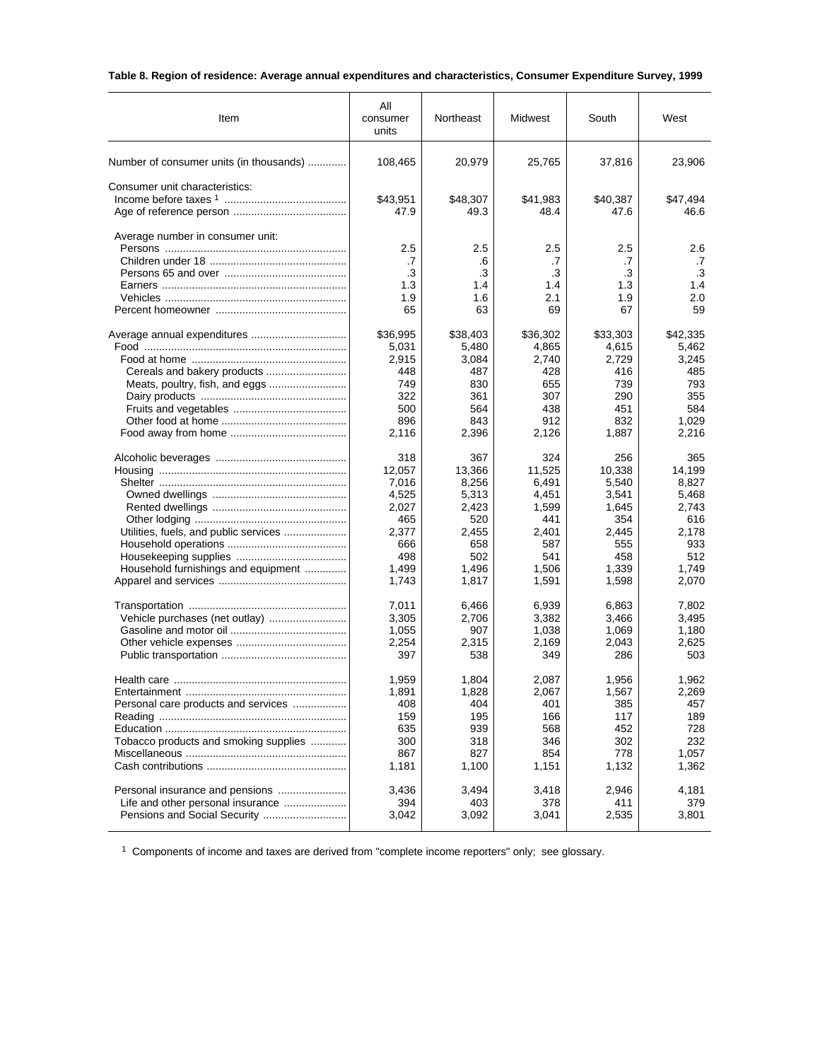**Table 8. Region of residence: Average annual expenditures and characteristics, Consumer Expenditure Survey, 1999**

| Item | All consumer units | Northeast | Midwest | South | West |
|---|---|---|---|---|---|
| Number of consumer units (in thousands) | 108,465 | 20,979 | 25,765 | 37,816 | 23,906 |
| Consumer unit characteristics: | | | | | |
| Income before taxes [1] | $43,951 | $48,307 | $41,983 | $40,387 | $47,494 |
| Age of reference person | 47.9 | 49.3 | 48.4 | 47.6 | 46.6 |
| Average number in consumer unit: | | | | | |
| Persons | 2.5 | 2.5 | 2.5 | 2.5 | 2.6 |
| Children under 18 | .7 | .6 | .7 | .7 | .7 |
| Persons 65 and over | .3 | .3 | .3 | .3 | .3 |
| Earners | 1.3 | 1.4 | 1.4 | 1.3 | 1.4 |
| Vehicles | 1.9 | 1.6 | 2.1 | 1.9 | 2.0 |
| Percent homeowner | 65 | 63 | 69 | 67 | 59 |
| Average annual expenditures | $36,995 | $38,403 | $36,302 | $33,303 | $42,335 |
| Food | 5,031 | 5,480 | 4,865 | 4,615 | 5,462 |
| Food at home | 2,915 | 3,084 | 2,740 | 2,729 | 3,245 |
| Cereals and bakery products | 448 | 487 | 428 | 416 | 485 |
| Meats, poultry, fish, and eggs | 749 | 830 | 655 | 739 | 793 |
| Dairy products | 322 | 361 | 307 | 290 | 355 |
| Fruits and vegetables | 500 | 564 | 438 | 451 | 584 |
| Other food at home | 896 | 843 | 912 | 832 | 1,029 |
| Food away from home | 2,116 | 2,396 | 2,126 | 1,887 | 2,216 |
| Alcoholic beverages | 318 | 367 | 324 | 256 | 365 |
| Housing | 12,057 | 13,366 | 11,525 | 10,338 | 14,199 |
| Shelter | 7,016 | 8,256 | 6,491 | 5,540 | 8,827 |
| Owned dwellings | 4,525 | 5,313 | 4,451 | 3,541 | 5,468 |
| Rented dwellings | 2,027 | 2,423 | 1,599 | 1,645 | 2,743 |
| Other lodging | 465 | 520 | 441 | 354 | 616 |
| Utilities, fuels, and public services | 2,377 | 2,455 | 2,401 | 2,445 | 2,178 |
| Household operations | 666 | 658 | 587 | 555 | 933 |
| Housekeeping supplies | 498 | 502 | 541 | 458 | 512 |
| Household furnishings and equipment | 1,499 | 1,496 | 1,506 | 1,339 | 1,749 |
| Apparel and services | 1,743 | 1,817 | 1,591 | 1,598 | 2,070 |
| Transportation | 7,011 | 6,466 | 6,939 | 6,863 | 7,802 |
| Vehicle purchases (net outlay) | 3,305 | 2,706 | 3,382 | 3,466 | 3,495 |
| Gasoline and motor oil | 1,055 | 907 | 1,038 | 1,069 | 1,180 |
| Other vehicle expenses | 2,254 | 2,315 | 2,169 | 2,043 | 2,625 |
| Public transportation | 397 | 538 | 349 | 286 | 503 |
| Health care | 1,959 | 1,804 | 2,087 | 1,956 | 1,962 |
| Entertainment | 1,891 | 1,828 | 2,067 | 1,567 | 2,269 |
| Personal care products and services | 408 | 404 | 401 | 385 | 457 |
| Reading | 159 | 195 | 166 | 117 | 189 |
| Education | 635 | 939 | 568 | 452 | 728 |
| Tobacco products and smoking supplies | 300 | 318 | 346 | 302 | 232 |
| Miscellaneous | 867 | 827 | 854 | 778 | 1,057 |
| Cash contributions | 1,181 | 1,100 | 1,151 | 1,132 | 1,362 |
| Personal insurance and pensions | 3,436 | 3,494 | 3,418 | 2,946 | 4,181 |
| Life and other personal insurance | 394 | 403 | 378 | 411 | 379 |
| Pensions and Social Security | 3,042 | 3,092 | 3,041 | 2,535 | 3,801 |

[1] Components of income and taxes are derived from "complete income reporters" only; see glossary.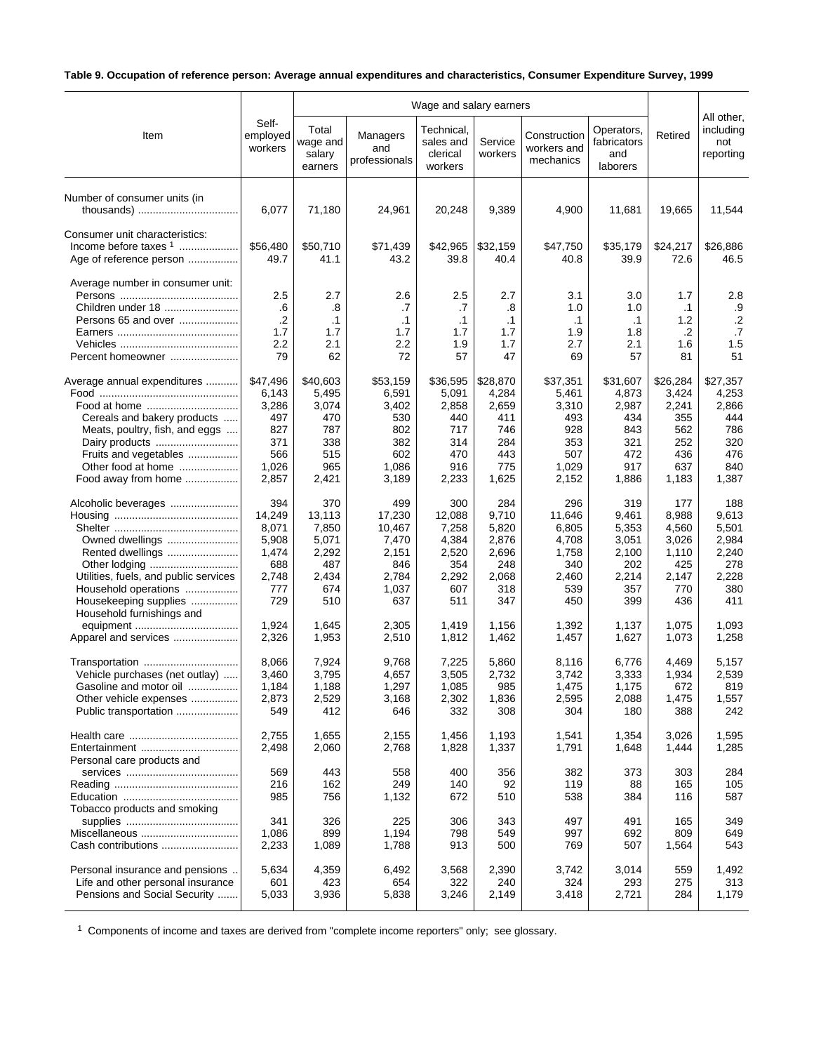**Table 9. Occupation of reference person: Average annual expenditures and characteristics, Consumer Expenditure Survey, 1999**

| Item | Self-employed workers | Wage and salary earners | | | | | | Retired | All other, including not reporting |
|---|---|---|---|---|---|---|---|---|---|
| | | Total wage and salary earners | Managers and professionals | Technical, sales and clerical workers | Service workers | Construction workers and mechanics | Operators, fabricators and laborers | | |
| Number of consumer units (in thousands) | 6,077 | 71,180 | 24,961 | 20,248 | 9,389 | 4,900 | 11,681 | 19,665 | 11,544 |
| Consumer unit characteristics: | | | | | | | | | |
| Income before taxes [1] | $56,480 | $50,710 | $71,439 | $42,965 | $32,159 | $47,750 | $35,179 | $24,217 | $26,886 |
| Age of reference person | 49.7 | 41.1 | 43.2 | 39.8 | 40.4 | 40.8 | 39.9 | 72.6 | 46.5 |
| Average number in consumer unit: | | | | | | | | | |
| Persons | 2.5 | 2.7 | 2.6 | 2.5 | 2.7 | 3.1 | 3.0 | 1.7 | 2.8 |
| Children under 18 | .6 | .8 | .7 | .7 | .8 | 1.0 | 1.0 | .1 | .9 |
| Persons 65 and over | .2 | .1 | .1 | .1 | .1 | .1 | .1 | 1.2 | .2 |
| Earners | 1.7 | 1.7 | 1.7 | 1.7 | 1.7 | 1.9 | 1.8 | .2 | .7 |
| Vehicles | 2.2 | 2.1 | 2.2 | 1.9 | 1.7 | 2.7 | 2.1 | 1.6 | 1.5 |
| Percent homeowner | 79 | 62 | 72 | 57 | 47 | 69 | 57 | 81 | 51 |
| Average annual expenditures | $47,496 | $40,603 | $53,159 | $36,595 | $28,870 | $37,351 | $31,607 | $26,284 | $27,357 |
| Food | 6,143 | 5,495 | 6,591 | 5,091 | 4,284 | 5,461 | 4,873 | 3,424 | 4,253 |
| Food at home | 3,286 | 3,074 | 3,402 | 2,858 | 2,659 | 3,310 | 2,987 | 2,241 | 2,866 |
| Cereals and bakery products | 497 | 470 | 530 | 440 | 411 | 493 | 434 | 355 | 444 |
| Meats, poultry, fish, and eggs | 827 | 787 | 802 | 717 | 746 | 928 | 843 | 562 | 786 |
| Dairy products | 371 | 338 | 382 | 314 | 284 | 353 | 321 | 252 | 320 |
| Fruits and vegetables | 566 | 515 | 602 | 470 | 443 | 507 | 472 | 436 | 476 |
| Other food at home | 1,026 | 965 | 1,086 | 916 | 775 | 1,029 | 917 | 637 | 840 |
| Food away from home | 2,857 | 2,421 | 3,189 | 2,233 | 1,625 | 2,152 | 1,886 | 1,183 | 1,387 |
| Alcoholic beverages | 394 | 370 | 499 | 300 | 284 | 296 | 319 | 177 | 188 |
| Housing | 14,249 | 13,113 | 17,230 | 12,088 | 9,710 | 11,646 | 9,461 | 8,988 | 9,613 |
| Shelter | 8,071 | 7,850 | 10,467 | 7,258 | 5,820 | 6,805 | 5,353 | 4,560 | 5,501 |
| Owned dwellings | 5,908 | 5,071 | 7,470 | 4,384 | 2,876 | 4,708 | 3,051 | 3,026 | 2,984 |
| Rented dwellings | 1,474 | 2,292 | 2,151 | 2,520 | 2,696 | 1,758 | 2,100 | 1,110 | 2,240 |
| Other lodging | 688 | 487 | 846 | 354 | 248 | 340 | 202 | 425 | 278 |
| Utilities, fuels, and public services | 2,748 | 2,434 | 2,784 | 2,292 | 2,068 | 2,460 | 2,214 | 2,147 | 2,228 |
| Household operations | 777 | 674 | 1,037 | 607 | 318 | 539 | 357 | 770 | 380 |
| Housekeeping supplies | 729 | 510 | 637 | 511 | 347 | 450 | 399 | 436 | 411 |
| Household furnishings and equipment | 1,924 | 1,645 | 2,305 | 1,419 | 1,156 | 1,392 | 1,137 | 1,075 | 1,093 |
| Apparel and services | 2,326 | 1,953 | 2,510 | 1,812 | 1,462 | 1,457 | 1,627 | 1,073 | 1,258 |
| Transportation | 8,066 | 7,924 | 9,768 | 7,225 | 5,860 | 8,116 | 6,776 | 4,469 | 5,157 |
| Vehicle purchases (net outlay) | 3,460 | 3,795 | 4,657 | 3,505 | 2,732 | 3,742 | 3,333 | 1,934 | 2,539 |
| Gasoline and motor oil | 1,184 | 1,188 | 1,297 | 1,085 | 985 | 1,475 | 1,175 | 672 | 819 |
| Other vehicle expenses | 2,873 | 2,529 | 3,168 | 2,302 | 1,836 | 2,595 | 2,088 | 1,475 | 1,557 |
| Public transportation | 549 | 412 | 646 | 332 | 308 | 304 | 180 | 388 | 242 |
| Health care | 2,755 | 1,655 | 2,155 | 1,456 | 1,193 | 1,541 | 1,354 | 3,026 | 1,595 |
| Entertainment | 2,498 | 2,060 | 2,768 | 1,828 | 1,337 | 1,791 | 1,648 | 1,444 | 1,285 |
| Personal care products and services | 569 | 443 | 558 | 400 | 356 | 382 | 373 | 303 | 284 |
| Reading | 216 | 162 | 249 | 140 | 92 | 119 | 88 | 165 | 105 |
| Education | 985 | 756 | 1,132 | 672 | 510 | 538 | 384 | 116 | 587 |
| Tobacco products and smoking supplies | 341 | 326 | 225 | 306 | 343 | 497 | 491 | 165 | 349 |
| Miscellaneous | 1,086 | 899 | 1,194 | 798 | 549 | 997 | 692 | 809 | 649 |
| Cash contributions | 2,233 | 1,089 | 1,788 | 913 | 500 | 769 | 507 | 1,564 | 543 |
| Personal insurance and pensions | 5,634 | 4,359 | 6,492 | 3,568 | 2,390 | 3,742 | 3,014 | 559 | 1,492 |
| Life and other personal insurance | 601 | 423 | 654 | 322 | 240 | 324 | 293 | 275 | 313 |
| Pensions and Social Security | 5,033 | 3,936 | 5,838 | 3,246 | 2,149 | 3,418 | 2,721 | 284 | 1,179 |

[1] Components of income and taxes are derived from "complete income reporters" only; see glossary.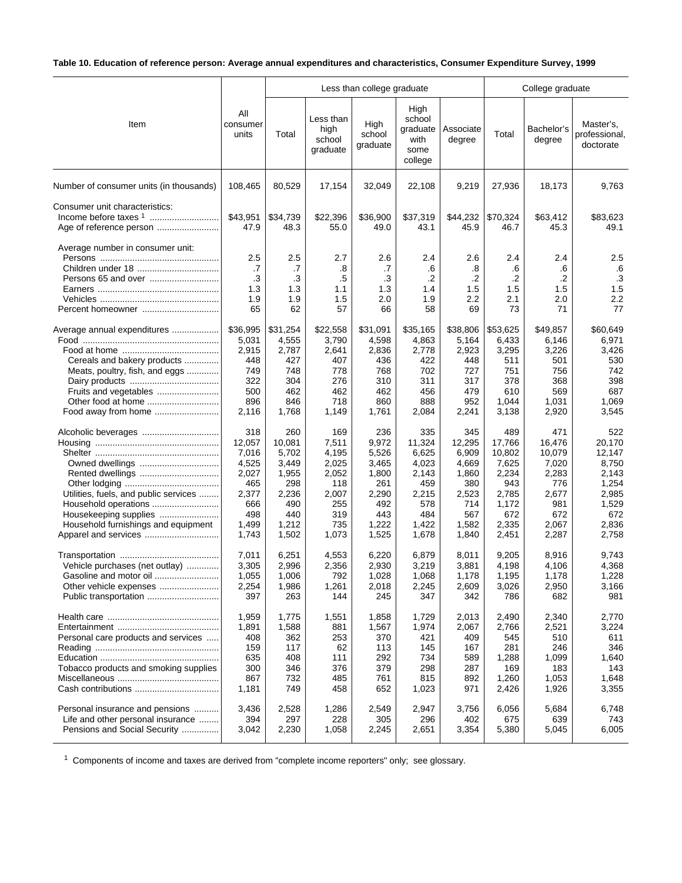**Table 10. Education of reference person: Average annual expenditures and characteristics, Consumer Expenditure Survey, 1999**

| Item | All consumer units | Less than college graduate | | | | | College graduate | | |
|---|---|---|---|---|---|---|---|---|---|
| | | Total | Less than high school graduate | High school graduate | High school graduate with some college | Associate degree | Total | Bachelor's degree | Master's, professional, doctorate |
| Number of consumer units (in thousands) | 108,465 | 80,529 | 17,154 | 32,049 | 22,108 | 9,219 | 27,936 | 18,173 | 9,763 |
| Consumer unit characteristics: | | | | | | | | | |
| Income before taxes [1] | $43,951 | $34,739 | $22,396 | $36,900 | $37,319 | $44,232 | $70,324 | $63,412 | $83,623 |
| Age of reference person | 47.9 | 48.3 | 55.0 | 49.0 | 43.1 | 45.9 | 46.7 | 45.3 | 49.1 |
| Average number in consumer unit: | | | | | | | | | |
| Persons | 2.5 | 2.5 | 2.7 | 2.6 | 2.4 | 2.6 | 2.4 | 2.4 | 2.5 |
| Children under 18 | .7 | .7 | .8 | .7 | .6 | .8 | .6 | .6 | .6 |
| Persons 65 and over | .3 | .3 | .5 | .3 | .2 | .2 | .2 | .2 | .3 |
| Earners | 1.3 | 1.3 | 1.1 | 1.3 | 1.4 | 1.5 | 1.5 | 1.5 | 1.5 |
| Vehicles | 1.9 | 1.9 | 1.5 | 2.0 | 1.9 | 2.2 | 2.1 | 2.0 | 2.2 |
| Percent homeowner | 65 | 62 | 57 | 66 | 58 | 69 | 73 | 71 | 77 |
| Average annual expenditures | $36,995 | $31,254 | $22,558 | $31,091 | $35,165 | $38,806 | $53,625 | $49,857 | $60,649 |
| Food | 5,031 | 4,555 | 3,790 | 4,598 | 4,863 | 5,164 | 6,433 | 6,146 | 6,971 |
| Food at home | 2,915 | 2,787 | 2,641 | 2,836 | 2,778 | 2,923 | 3,295 | 3,226 | 3,426 |
| Cereals and bakery products | 448 | 427 | 407 | 436 | 422 | 448 | 511 | 501 | 530 |
| Meats, poultry, fish, and eggs | 749 | 748 | 778 | 768 | 702 | 727 | 751 | 756 | 742 |
| Dairy products | 322 | 304 | 276 | 310 | 311 | 317 | 378 | 368 | 398 |
| Fruits and vegetables | 500 | 462 | 462 | 462 | 456 | 479 | 610 | 569 | 687 |
| Other food at home | 896 | 846 | 718 | 860 | 888 | 952 | 1,044 | 1,031 | 1,069 |
| Food away from home | 2,116 | 1,768 | 1,149 | 1,761 | 2,084 | 2,241 | 3,138 | 2,920 | 3,545 |
| Alcoholic beverages | 318 | 260 | 169 | 236 | 335 | 345 | 489 | 471 | 522 |
| Housing | 12,057 | 10,081 | 7,511 | 9,972 | 11,324 | 12,295 | 17,766 | 16,476 | 20,170 |
| Shelter | 7,016 | 5,702 | 4,195 | 5,526 | 6,625 | 6,909 | 10,802 | 10,079 | 12,147 |
| Owned dwellings | 4,525 | 3,449 | 2,025 | 3,465 | 4,023 | 4,669 | 7,625 | 7,020 | 8,750 |
| Rented dwellings | 2,027 | 1,955 | 2,052 | 1,800 | 2,143 | 1,860 | 2,234 | 2,283 | 2,143 |
| Other lodging | 465 | 298 | 118 | 261 | 459 | 380 | 943 | 776 | 1,254 |
| Utilities, fuels, and public services | 2,377 | 2,236 | 2,007 | 2,290 | 2,215 | 2,523 | 2,785 | 2,677 | 2,985 |
| Household operations | 666 | 490 | 255 | 492 | 578 | 714 | 1,172 | 981 | 1,529 |
| Housekeeping supplies | 498 | 440 | 319 | 443 | 484 | 567 | 672 | 672 | 672 |
| Household furnishings and equipment | 1,499 | 1,212 | 735 | 1,222 | 1,422 | 1,582 | 2,335 | 2,067 | 2,836 |
| Apparel and services | 1,743 | 1,502 | 1,073 | 1,525 | 1,678 | 1,840 | 2,451 | 2,287 | 2,758 |
| Transportation | 7,011 | 6,251 | 4,553 | 6,220 | 6,879 | 8,011 | 9,205 | 8,916 | 9,743 |
| Vehicle purchases (net outlay) | 3,305 | 2,996 | 2,356 | 2,930 | 3,219 | 3,881 | 4,198 | 4,106 | 4,368 |
| Gasoline and motor oil | 1,055 | 1,006 | 792 | 1,028 | 1,068 | 1,178 | 1,195 | 1,178 | 1,228 |
| Other vehicle expenses | 2,254 | 1,986 | 1,261 | 2,018 | 2,245 | 2,609 | 3,026 | 2,950 | 3,166 |
| Public transportation | 397 | 263 | 144 | 245 | 347 | 342 | 786 | 682 | 981 |
| Health care | 1,959 | 1,775 | 1,551 | 1,858 | 1,729 | 2,013 | 2,490 | 2,340 | 2,770 |
| Entertainment | 1,891 | 1,588 | 881 | 1,567 | 1,974 | 2,067 | 2,766 | 2,521 | 3,224 |
| Personal care products and services | 408 | 362 | 253 | 370 | 421 | 409 | 545 | 510 | 611 |
| Reading | 159 | 117 | 62 | 113 | 145 | 167 | 281 | 246 | 346 |
| Education | 635 | 408 | 111 | 292 | 734 | 589 | 1,288 | 1,099 | 1,640 |
| Tobacco products and smoking supplies | 300 | 346 | 376 | 379 | 298 | 287 | 169 | 183 | 143 |
| Miscellaneous | 867 | 732 | 485 | 761 | 815 | 892 | 1,260 | 1,053 | 1,648 |
| Cash contributions | 1,181 | 749 | 458 | 652 | 1,023 | 971 | 2,426 | 1,926 | 3,355 |
| Personal insurance and pensions | 3,436 | 2,528 | 1,286 | 2,549 | 2,947 | 3,756 | 6,056 | 5,684 | 6,748 |
| Life and other personal insurance | 394 | 297 | 228 | 305 | 296 | 402 | 675 | 639 | 743 |
| Pensions and Social Security | 3,042 | 2,230 | 1,058 | 2,245 | 2,651 | 3,354 | 5,380 | 5,045 | 6,005 |

[1] Components of income and taxes are derived from "complete income reporters" only; see glossary.